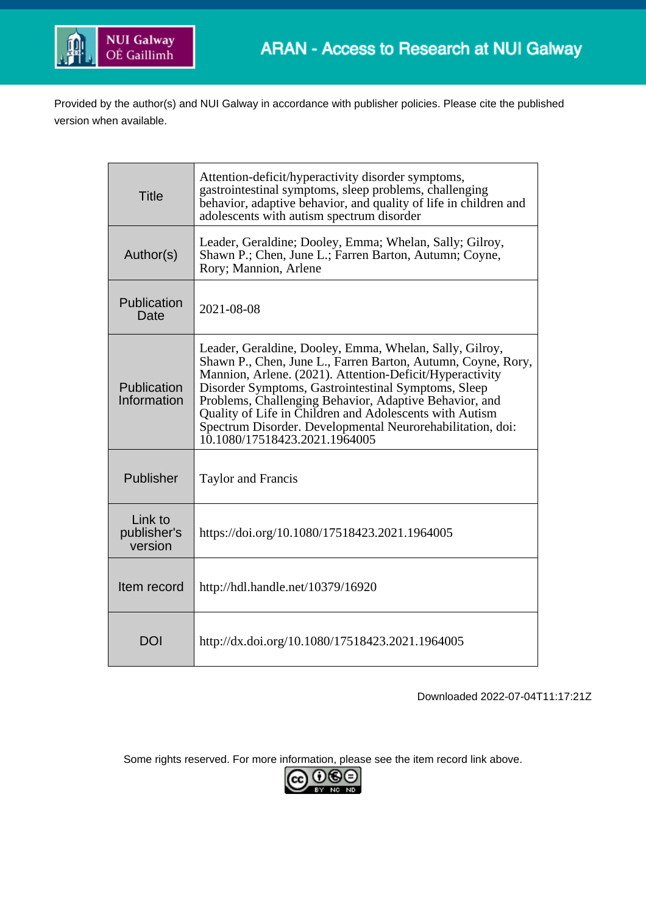ARAN - Access to Research at NUI Galway

Provided by the author(s) and NUI Galway in accordance with publisher policies. Please cite the published version when available.

| | |
|---|---|
| Title | Attention-deficit/hyperactivity disorder symptoms, gastrointestinal symptoms, sleep problems, challenging behavior, adaptive behavior, and quality of life in children and adolescents with autism spectrum disorder |
| Author(s) | Leader, Geraldine; Dooley, Emma; Whelan, Sally; Gilroy, Shawn P.; Chen, June L.; Farren Barton, Autumn; Coyne, Rory; Mannion, Arlene |
| Publication Date | 2021-08-08 |
| Publication Information | Leader, Geraldine, Dooley, Emma, Whelan, Sally, Gilroy, Shawn P., Chen, June L., Farren Barton, Autumn, Coyne, Rory, Mannion, Arlene. (2021). Attention-Deficit/Hyperactivity Disorder Symptoms, Gastrointestinal Symptoms, Sleep Problems, Challenging Behavior, Adaptive Behavior, and Quality of Life in Children and Adolescents with Autism Spectrum Disorder. Developmental Neurorehabilitation, doi: 10.1080/17518423.2021.1964005 |
| Publisher | Taylor and Francis |
| Link to publisher's version | https://doi.org/10.1080/17518423.2021.1964005 |
| Item record | http://hdl.handle.net/10379/16920 |
| DOI | http://dx.doi.org/10.1080/17518423.2021.1964005 |

Downloaded 2022-07-04T11:17:21Z

Some rights reserved. For more information, please see the item record link above.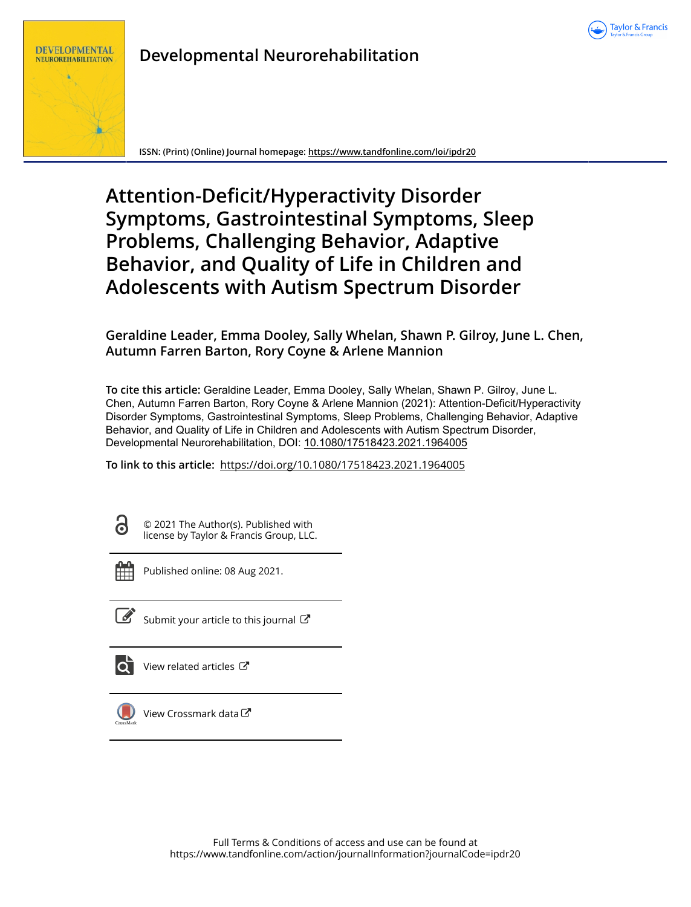# Developmental Neurorehabilitation

ISSN: (Print) (Online) Journal homepage: https://www.tandfonline.com/loi/ipdr20

# Attention-Deficit/Hyperactivity Disorder Symptoms, Gastrointestinal Symptoms, Sleep Problems, Challenging Behavior, Adaptive Behavior, and Quality of Life in Children and Adolescents with Autism Spectrum Disorder

**Geraldine Leader, Emma Dooley, Sally Whelan, Shawn P. Gilroy, June L. Chen, Autumn Farren Barton, Rory Coyne & Arlene Mannion**

**To cite this article:** Geraldine Leader, Emma Dooley, Sally Whelan, Shawn P. Gilroy, June L. Chen, Autumn Farren Barton, Rory Coyne & Arlene Mannion (2021): Attention-Deficit/Hyperactivity Disorder Symptoms, Gastrointestinal Symptoms, Sleep Problems, Challenging Behavior, Adaptive Behavior, and Quality of Life in Children and Adolescents with Autism Spectrum Disorder, Developmental Neurorehabilitation, DOI: 10.1080/17518423.2021.1964005

**To link to this article:** https://doi.org/10.1080/17518423.2021.1964005

© 2021 The Author(s). Published with license by Taylor & Francis Group, LLC.

Published online: 08 Aug 2021.

Submit your article to this journal

View related articles

View Crossmark data

Full Terms & Conditions of access and use can be found at
https://www.tandfonline.com/action/journalInformation?journalCode=ipdr20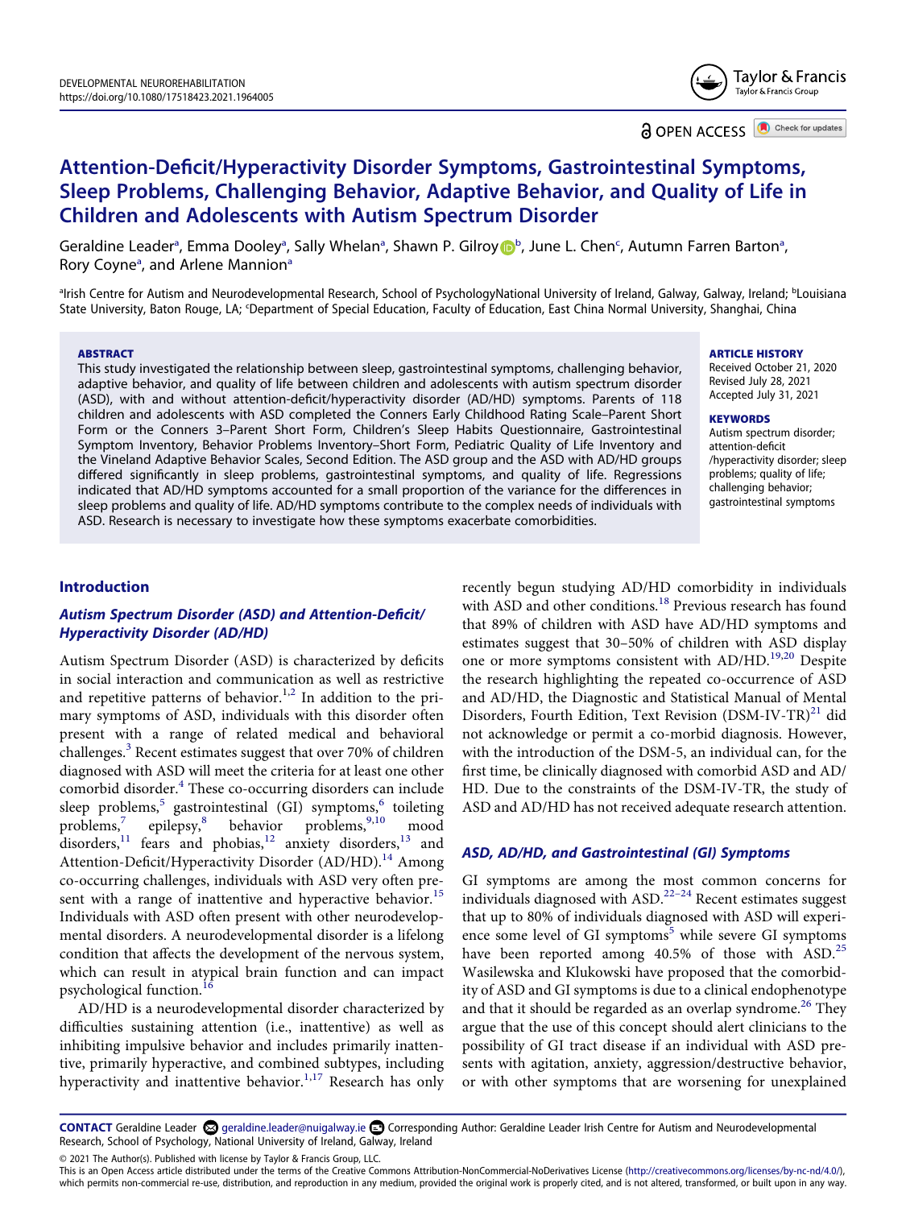# Attention-Deficit/Hyperactivity Disorder Symptoms, Gastrointestinal Symptoms, Sleep Problems, Challenging Behavior, Adaptive Behavior, and Quality of Life in Children and Adolescents with Autism Spectrum Disorder

Geraldine Leader[a], Emma Dooley[a], Sally Whelan[a], Shawn P. Gilroy[b], June L. Chen[c], Autumn Farren Barton[a], Rory Coyne[a], and Arlene Mannion[a]

[a]Irish Centre for Autism and Neurodevelopmental Research, School of PsychologyNational University of Ireland, Galway, Galway, Ireland; [b]Louisiana State University, Baton Rouge, LA; [c]Department of Special Education, Faculty of Education, East China Normal University, Shanghai, China

**ABSTRACT**

This study investigated the relationship between sleep, gastrointestinal symptoms, challenging behavior, adaptive behavior, and quality of life between children and adolescents with autism spectrum disorder (ASD), with and without attention-deficit/hyperactivity disorder (AD/HD) symptoms. Parents of 118 children and adolescents with ASD completed the Conners Early Childhood Rating Scale–Parent Short Form or the Conners 3–Parent Short Form, Children's Sleep Habits Questionnaire, Gastrointestinal Symptom Inventory, Behavior Problems Inventory–Short Form, Pediatric Quality of Life Inventory and the Vineland Adaptive Behavior Scales, Second Edition. The ASD group and the ASD with AD/HD groups differed significantly in sleep problems, gastrointestinal symptoms, and quality of life. Regressions indicated that AD/HD symptoms accounted for a small proportion of the variance for the differences in sleep problems and quality of life. AD/HD symptoms contribute to the complex needs of individuals with ASD. Research is necessary to investigate how these symptoms exacerbate comorbidities.

**ARTICLE HISTORY**
Received October 21, 2020
Revised July 28, 2021
Accepted July 31, 2021

**KEYWORDS**
Autism spectrum disorder; attention-deficit /hyperactivity disorder; sleep problems; quality of life; challenging behavior; gastrointestinal symptoms

## Introduction

### *Autism Spectrum Disorder (ASD) and Attention-Deficit/Hyperactivity Disorder (AD/HD)*

Autism Spectrum Disorder (ASD) is characterized by deficits in social interaction and communication as well as restrictive and repetitive patterns of behavior.[1,2] In addition to the primary symptoms of ASD, individuals with this disorder often present with a range of related medical and behavioral challenges.[3] Recent estimates suggest that over 70% of children diagnosed with ASD will meet the criteria for at least one other comorbid disorder.[4] These co-occurring disorders can include sleep problems,[5] gastrointestinal (GI) symptoms,[6] toileting problems,[7] epilepsy,[8] behavior problems,[9,10] mood disorders,[11] fears and phobias,[12] anxiety disorders,[13] and Attention-Deficit/Hyperactivity Disorder (AD/HD).[14] Among co-occurring challenges, individuals with ASD very often present with a range of inattentive and hyperactive behavior.[15] Individuals with ASD often present with other neurodevelopmental disorders. A neurodevelopmental disorder is a lifelong condition that affects the development of the nervous system, which can result in atypical brain function and can impact psychological function.[16]

AD/HD is a neurodevelopmental disorder characterized by difficulties sustaining attention (i.e., inattentive) as well as inhibiting impulsive behavior and includes primarily inattentive, primarily hyperactive, and combined subtypes, including hyperactivity and inattentive behavior.[1,17] Research has only recently begun studying AD/HD comorbidity in individuals with ASD and other conditions.[18] Previous research has found that 89% of children with ASD have AD/HD symptoms and estimates suggest that 30–50% of children with ASD display one or more symptoms consistent with AD/HD.[19,20] Despite the research highlighting the repeated co-occurrence of ASD and AD/HD, the Diagnostic and Statistical Manual of Mental Disorders, Fourth Edition, Text Revision (DSM-IV-TR)[21] did not acknowledge or permit a co-morbid diagnosis. However, with the introduction of the DSM-5, an individual can, for the first time, be clinically diagnosed with comorbid ASD and AD/HD. Due to the constraints of the DSM-IV-TR, the study of ASD and AD/HD has not received adequate research attention.

### *ASD, AD/HD, and Gastrointestinal (GI) Symptoms*

GI symptoms are among the most common concerns for individuals diagnosed with ASD.[22–24] Recent estimates suggest that up to 80% of individuals diagnosed with ASD will experience some level of GI symptoms[5] while severe GI symptoms have been reported among 40.5% of those with ASD.[25] Wasilewska and Klukowski have proposed that the comorbidity of ASD and GI symptoms is due to a clinical endophenotype and that it should be regarded as an overlap syndrome.[26] They argue that the use of this concept should alert clinicians to the possibility of GI tract disease if an individual with ASD presents with agitation, anxiety, aggression/destructive behavior, or with other symptoms that are worsening for unexplained

**CONTACT** Geraldine Leader geraldine.leader@nuigalway.ie Corresponding Author: Geraldine Leader Irish Centre for Autism and Neurodevelopmental Research, School of Psychology, National University of Ireland, Galway, Ireland

© 2021 The Author(s). Published with license by Taylor & Francis Group, LLC.
This is an Open Access article distributed under the terms of the Creative Commons Attribution-NonCommercial-NoDerivatives License (http://creativecommons.org/licenses/by-nc-nd/4.0/), which permits non-commercial re-use, distribution, and reproduction in any medium, provided the original work is properly cited, and is not altered, transformed, or built upon in any way.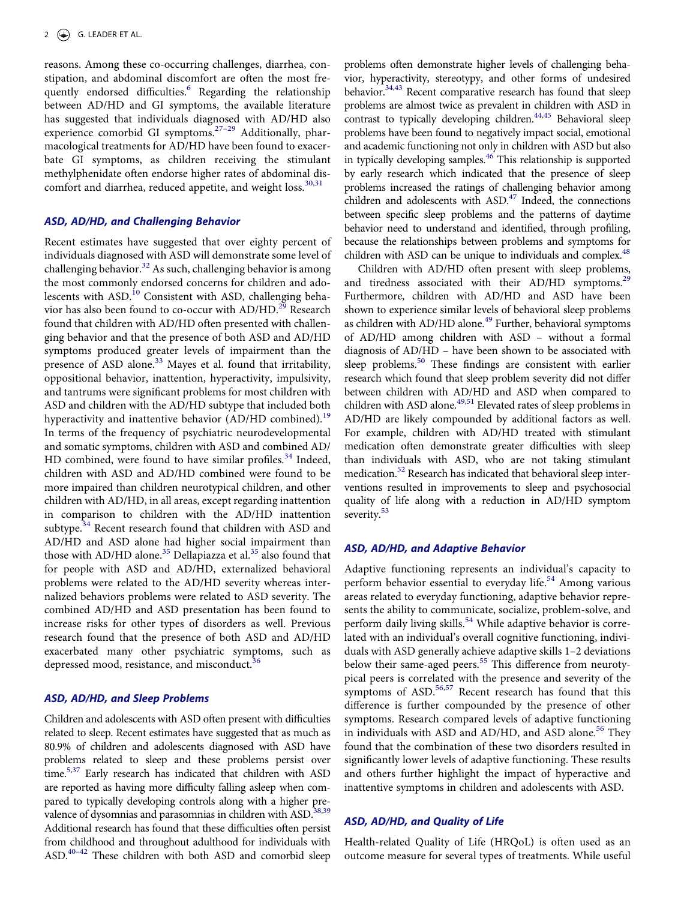reasons. Among these co-occurring challenges, diarrhea, constipation, and abdominal discomfort are often the most frequently endorsed difficulties.[6] Regarding the relationship between AD/HD and GI symptoms, the available literature has suggested that individuals diagnosed with AD/HD also experience comorbid GI symptoms.[27–29] Additionally, pharmacological treatments for AD/HD have been found to exacerbate GI symptoms, as children receiving the stimulant methylphenidate often endorse higher rates of abdominal discomfort and diarrhea, reduced appetite, and weight loss.[30,31]

### *ASD, AD/HD, and Challenging Behavior*

Recent estimates have suggested that over eighty percent of individuals diagnosed with ASD will demonstrate some level of challenging behavior.[32] As such, challenging behavior is among the most commonly endorsed concerns for children and adolescents with ASD.[10] Consistent with ASD, challenging behavior has also been found to co-occur with AD/HD.[29] Research found that children with AD/HD often presented with challenging behavior and that the presence of both ASD and AD/HD symptoms produced greater levels of impairment than the presence of ASD alone.[33] Mayes et al. found that irritability, oppositional behavior, inattention, hyperactivity, impulsivity, and tantrums were significant problems for most children with ASD and children with the AD/HD subtype that included both hyperactivity and inattentive behavior (AD/HD combined).[19] In terms of the frequency of psychiatric neurodevelopmental and somatic symptoms, children with ASD and combined AD/HD combined, were found to have similar profiles.[34] Indeed, children with ASD and AD/HD combined were found to be more impaired than children neurotypical children, and other children with AD/HD, in all areas, except regarding inattention in comparison to children with the AD/HD inattention subtype.[34] Recent research found that children with ASD and AD/HD and ASD alone had higher social impairment than those with AD/HD alone.[35] Dellapiazza et al.[35] also found that for people with ASD and AD/HD, externalized behavioral problems were related to the AD/HD severity whereas internalized behaviors problems were related to ASD severity. The combined AD/HD and ASD presentation has been found to increase risks for other types of disorders as well. Previous research found that the presence of both ASD and AD/HD exacerbated many other psychiatric symptoms, such as depressed mood, resistance, and misconduct.[36]

### *ASD, AD/HD, and Sleep Problems*

Children and adolescents with ASD often present with difficulties related to sleep. Recent estimates have suggested that as much as 80.9% of children and adolescents diagnosed with ASD have problems related to sleep and these problems persist over time.[5,37] Early research has indicated that children with ASD are reported as having more difficulty falling asleep when compared to typically developing controls along with a higher prevalence of dysomnias and parasomnias in children with ASD.[38,39] Additional research has found that these difficulties often persist from childhood and throughout adulthood for individuals with ASD.[40–42] These children with both ASD and comorbid sleep problems often demonstrate higher levels of challenging behavior, hyperactivity, stereotypy, and other forms of undesired behavior.[34,43] Recent comparative research has found that sleep problems are almost twice as prevalent in children with ASD in contrast to typically developing children.[44,45] Behavioral sleep problems have been found to negatively impact social, emotional and academic functioning not only in children with ASD but also in typically developing samples.[46] This relationship is supported by early research which indicated that the presence of sleep problems increased the ratings of challenging behavior among children and adolescents with ASD.[47] Indeed, the connections between specific sleep problems and the patterns of daytime behavior need to understand and identified, through profiling, because the relationships between problems and symptoms for children with ASD can be unique to individuals and complex.[48]

Children with AD/HD often present with sleep problems, and tiredness associated with their AD/HD symptoms.[29] Furthermore, children with AD/HD and ASD have been shown to experience similar levels of behavioral sleep problems as children with AD/HD alone.[49] Further, behavioral symptoms of AD/HD among children with ASD – without a formal diagnosis of AD/HD – have been shown to be associated with sleep problems.[50] These findings are consistent with earlier research which found that sleep problem severity did not differ between children with AD/HD and ASD when compared to children with ASD alone.[49,51] Elevated rates of sleep problems in AD/HD are likely compounded by additional factors as well. For example, children with AD/HD treated with stimulant medication often demonstrate greater difficulties with sleep than individuals with ASD, who are not taking stimulant medication.[52] Research has indicated that behavioral sleep interventions resulted in improvements to sleep and psychosocial quality of life along with a reduction in AD/HD symptom severity.[53]

### *ASD, AD/HD, and Adaptive Behavior*

Adaptive functioning represents an individual's capacity to perform behavior essential to everyday life.[54] Among various areas related to everyday functioning, adaptive behavior represents the ability to communicate, socialize, problem-solve, and perform daily living skills.[54] While adaptive behavior is correlated with an individual's overall cognitive functioning, individuals with ASD generally achieve adaptive skills 1–2 deviations below their same-aged peers.[55] This difference from neurotypical peers is correlated with the presence and severity of the symptoms of ASD.[56,57] Recent research has found that this difference is further compounded by the presence of other symptoms. Research compared levels of adaptive functioning in individuals with ASD and AD/HD, and ASD alone.[56] They found that the combination of these two disorders resulted in significantly lower levels of adaptive functioning. These results and others further highlight the impact of hyperactive and inattentive symptoms in children and adolescents with ASD.

### *ASD, AD/HD, and Quality of Life*

Health-related Quality of Life (HRQoL) is often used as an outcome measure for several types of treatments. While useful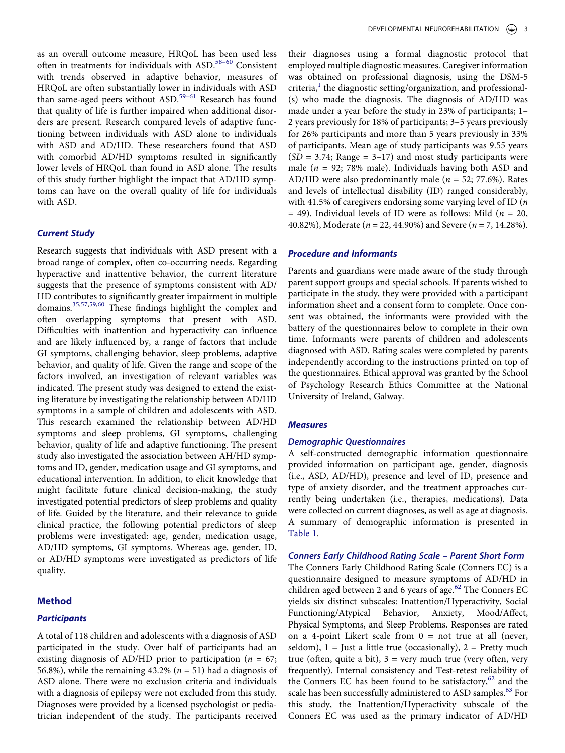as an overall outcome measure, HRQoL has been used less often in treatments for individuals with ASD.[58–60] Consistent with trends observed in adaptive behavior, measures of HRQoL are often substantially lower in individuals with ASD than same-aged peers without ASD.[59–61] Research has found that quality of life is further impaired when additional disorders are present. Research compared levels of adaptive functioning between individuals with ASD alone to individuals with ASD and AD/HD. These researchers found that ASD with comorbid AD/HD symptoms resulted in significantly lower levels of HRQoL than found in ASD alone. The results of this study further highlight the impact that AD/HD symptoms can have on the overall quality of life for individuals with ASD.

### *Current Study*

Research suggests that individuals with ASD present with a broad range of complex, often co-occurring needs. Regarding hyperactive and inattentive behavior, the current literature suggests that the presence of symptoms consistent with AD/HD contributes to significantly greater impairment in multiple domains.[35,57,59,60] These findings highlight the complex and often overlapping symptoms that present with ASD. Difficulties with inattention and hyperactivity can influence and are likely influenced by, a range of factors that include GI symptoms, challenging behavior, sleep problems, adaptive behavior, and quality of life. Given the range and scope of the factors involved, an investigation of relevant variables was indicated. The present study was designed to extend the existing literature by investigating the relationship between AD/HD symptoms in a sample of children and adolescents with ASD. This research examined the relationship between AD/HD symptoms and sleep problems, GI symptoms, challenging behavior, quality of life and adaptive functioning. The present study also investigated the association between AH/HD symptoms and ID, gender, medication usage and GI symptoms, and educational intervention. In addition, to elicit knowledge that might facilitate future clinical decision-making, the study investigated potential predictors of sleep problems and quality of life. Guided by the literature, and their relevance to guide clinical practice, the following potential predictors of sleep problems were investigated: age, gender, medication usage, AD/HD symptoms, GI symptoms. Whereas age, gender, ID, or AD/HD symptoms were investigated as predictors of life quality.

## Method

### *Participants*

A total of 118 children and adolescents with a diagnosis of ASD participated in the study. Over half of participants had an existing diagnosis of AD/HD prior to participation ($n$ = 67; 56.8%), while the remaining 43.2% ($n$ = 51) had a diagnosis of ASD alone. There were no exclusion criteria and individuals with a diagnosis of epilepsy were not excluded from this study. Diagnoses were provided by a licensed psychologist or pediatrician independent of the study. The participants received their diagnoses using a formal diagnostic protocol that employed multiple diagnostic measures. Caregiver information was obtained on professional diagnosis, using the DSM-5 criteria,[1] the diagnostic setting/organization, and professional-(s) who made the diagnosis. The diagnosis of AD/HD was made under a year before the study in 23% of participants; 1–2 years previously for 18% of participants; 3–5 years previously for 26% participants and more than 5 years previously in 33% of participants. Mean age of study participants was 9.55 years ($SD$ = 3.74; Range = 3–17) and most study participants were male ($n$ = 92; 78% male). Individuals having both ASD and AD/HD were also predominantly male ($n$ = 52; 77.6%). Rates and levels of intellectual disability (ID) ranged considerably, with 41.5% of caregivers endorsing some varying level of ID ($n$ = 49). Individual levels of ID were as follows: Mild ($n$ = 20, 40.82%), Moderate ($n$ = 22, 44.90%) and Severe ($n$ = 7, 14.28%).

### *Procedure and Informants*

Parents and guardians were made aware of the study through parent support groups and special schools. If parents wished to participate in the study, they were provided with a participant information sheet and a consent form to complete. Once consent was obtained, the informants were provided with the battery of the questionnaires below to complete in their own time. Informants were parents of children and adolescents diagnosed with ASD. Rating scales were completed by parents independently according to the instructions printed on top of the questionnaires. Ethical approval was granted by the School of Psychology Research Ethics Committee at the National University of Ireland, Galway.

### *Measures*

#### *Demographic Questionnaires*

A self-constructed demographic information questionnaire provided information on participant age, gender, diagnosis (i.e., ASD, AD/HD), presence and level of ID, presence and type of anxiety disorder, and the treatment approaches currently being undertaken (i.e., therapies, medications). Data were collected on current diagnoses, as well as age at diagnosis. A summary of demographic information is presented in Table 1.

#### *Conners Early Childhood Rating Scale – Parent Short Form*

The Conners Early Childhood Rating Scale (Conners EC) is a questionnaire designed to measure symptoms of AD/HD in children aged between 2 and 6 years of age.[62] The Conners EC yields six distinct subscales: Inattention/Hyperactivity, Social Functioning/Atypical Behavior, Anxiety, Mood/Affect, Physical Symptoms, and Sleep Problems. Responses are rated on a 4-point Likert scale from 0 = not true at all (never, seldom), 1 = Just a little true (occasionally), 2 = Pretty much true (often, quite a bit), 3 = very much true (very often, very frequently). Internal consistency and Test-retest reliability of the Conners EC has been found to be satisfactory,[62] and the scale has been successfully administered to ASD samples.[63] For this study, the Inattention/Hyperactivity subscale of the Conners EC was used as the primary indicator of AD/HD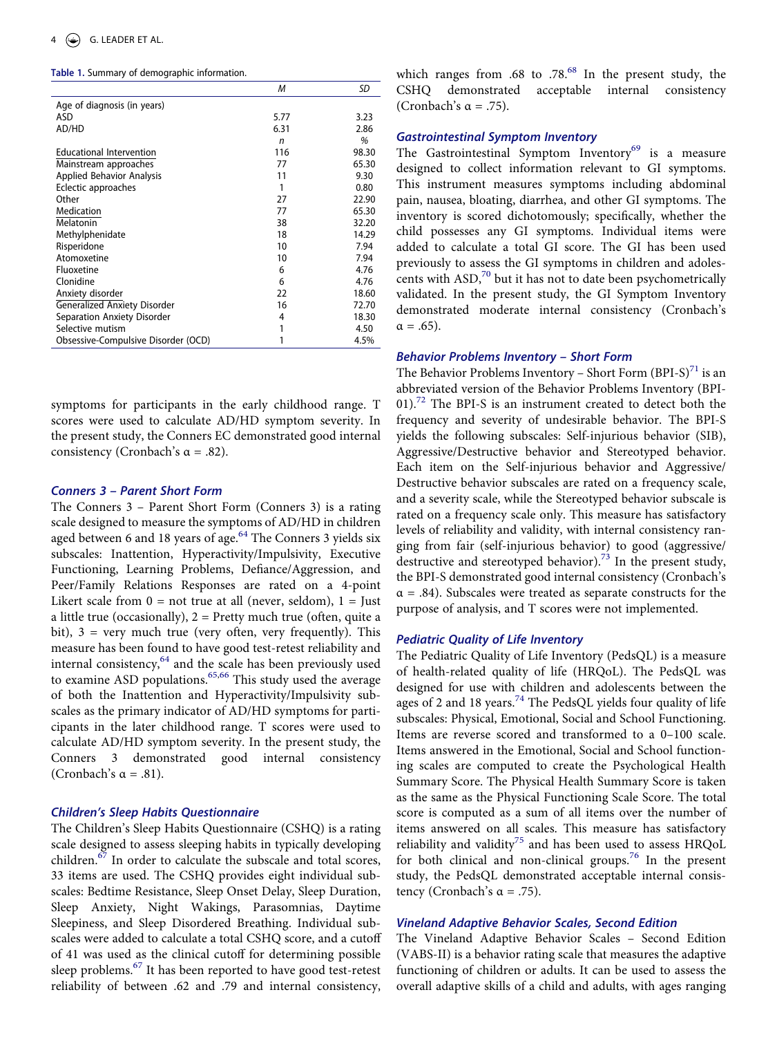**Table 1.** Summary of demographic information.

| | M | SD |
|---|---|---|
| Age of diagnosis (in years) | | |
| ASD | 5.77 | 3.23 |
| AD/HD | 6.31 | 2.86 |
| | n | % |
| Educational Intervention | 116 | 98.30 |
| Mainstream approaches | 77 | 65.30 |
| Applied Behavior Analysis | 11 | 9.30 |
| Eclectic approaches | 1 | 0.80 |
| Other | 27 | 22.90 |
| Medication | 77 | 65.30 |
| Melatonin | 38 | 32.20 |
| Methylphenidate | 18 | 14.29 |
| Risperidone | 10 | 7.94 |
| Atomoxetine | 10 | 7.94 |
| Fluoxetine | 6 | 4.76 |
| Clonidine | 6 | 4.76 |
| Anxiety disorder | 22 | 18.60 |
| Generalized Anxiety Disorder | 16 | 72.70 |
| Separation Anxiety Disorder | 4 | 18.30 |
| Selective mutism | 1 | 4.50 |
| Obsessive-Compulsive Disorder (OCD) | 1 | 4.5% |

symptoms for participants in the early childhood range. T scores were used to calculate AD/HD symptom severity. In the present study, the Conners EC demonstrated good internal consistency (Cronbach's α = .82).

### *Conners 3 – Parent Short Form*

The Conners 3 – Parent Short Form (Conners 3) is a rating scale designed to measure the symptoms of AD/HD in children aged between 6 and 18 years of age.[64] The Conners 3 yields six subscales: Inattention, Hyperactivity/Impulsivity, Executive Functioning, Learning Problems, Defiance/Aggression, and Peer/Family Relations Responses are rated on a 4-point Likert scale from 0 = not true at all (never, seldom), 1 = Just a little true (occasionally), 2 = Pretty much true (often, quite a bit), 3 = very much true (very often, very frequently). This measure has been found to have good test-retest reliability and internal consistency,[64] and the scale has been previously used to examine ASD populations.[65,66] This study used the average of both the Inattention and Hyperactivity/Impulsivity subscales as the primary indicator of AD/HD symptoms for participants in the later childhood range. T scores were used to calculate AD/HD symptom severity. In the present study, the Conners 3 demonstrated good internal consistency (Cronbach's α = .81).

### *Children's Sleep Habits Questionnaire*

The Children's Sleep Habits Questionnaire (CSHQ) is a rating scale designed to assess sleeping habits in typically developing children.[67] In order to calculate the subscale and total scores, 33 items are used. The CSHQ provides eight individual subscales: Bedtime Resistance, Sleep Onset Delay, Sleep Duration, Sleep Anxiety, Night Wakings, Parasomnias, Daytime Sleepiness, and Sleep Disordered Breathing. Individual subscales were added to calculate a total CSHQ score, and a cutoff of 41 was used as the clinical cutoff for determining possible sleep problems.[67] It has been reported to have good test-retest reliability of between .62 and .79 and internal consistency, which ranges from .68 to .78.[68] In the present study, the CSHQ demonstrated acceptable internal consistency (Cronbach's α = .75).

### *Gastrointestinal Symptom Inventory*

The Gastrointestinal Symptom Inventory[69] is a measure designed to collect information relevant to GI symptoms. This instrument measures symptoms including abdominal pain, nausea, bloating, diarrhea, and other GI symptoms. The inventory is scored dichotomously; specifically, whether the child possesses any GI symptoms. Individual items were added to calculate a total GI score. The GI has been used previously to assess the GI symptoms in children and adolescents with ASD,[70] but it has not to date been psychometrically validated. In the present study, the GI Symptom Inventory demonstrated moderate internal consistency (Cronbach's α = .65).

### *Behavior Problems Inventory – Short Form*

The Behavior Problems Inventory – Short Form (BPI-S)[71] is an abbreviated version of the Behavior Problems Inventory (BPI-01).[72] The BPI-S is an instrument created to detect both the frequency and severity of undesirable behavior. The BPI-S yields the following subscales: Self-injurious behavior (SIB), Aggressive/Destructive behavior and Stereotyped behavior. Each item on the Self-injurious behavior and Aggressive/Destructive behavior subscales are rated on a frequency scale, and a severity scale, while the Stereotyped behavior subscale is rated on a frequency scale only. This measure has satisfactory levels of reliability and validity, with internal consistency ranging from fair (self-injurious behavior) to good (aggressive/destructive and stereotyped behavior).[73] In the present study, the BPI-S demonstrated good internal consistency (Cronbach's α = .84). Subscales were treated as separate constructs for the purpose of analysis, and T scores were not implemented.

### *Pediatric Quality of Life Inventory*

The Pediatric Quality of Life Inventory (PedsQL) is a measure of health-related quality of life (HRQoL). The PedsQL was designed for use with children and adolescents between the ages of 2 and 18 years.[74] The PedsQL yields four quality of life subscales: Physical, Emotional, Social and School Functioning. Items are reverse scored and transformed to a 0–100 scale. Items answered in the Emotional, Social and School functioning scales are computed to create the Psychological Health Summary Score. The Physical Health Summary Score is taken as the same as the Physical Functioning Scale Score. The total score is computed as a sum of all items over the number of items answered on all scales. This measure has satisfactory reliability and validity[75] and has been used to assess HRQoL for both clinical and non-clinical groups.[76] In the present study, the PedsQL demonstrated acceptable internal consistency (Cronbach's α = .75).

### *Vineland Adaptive Behavior Scales, Second Edition*

The Vineland Adaptive Behavior Scales – Second Edition (VABS-II) is a behavior rating scale that measures the adaptive functioning of children or adults. It can be used to assess the overall adaptive skills of a child and adults, with ages ranging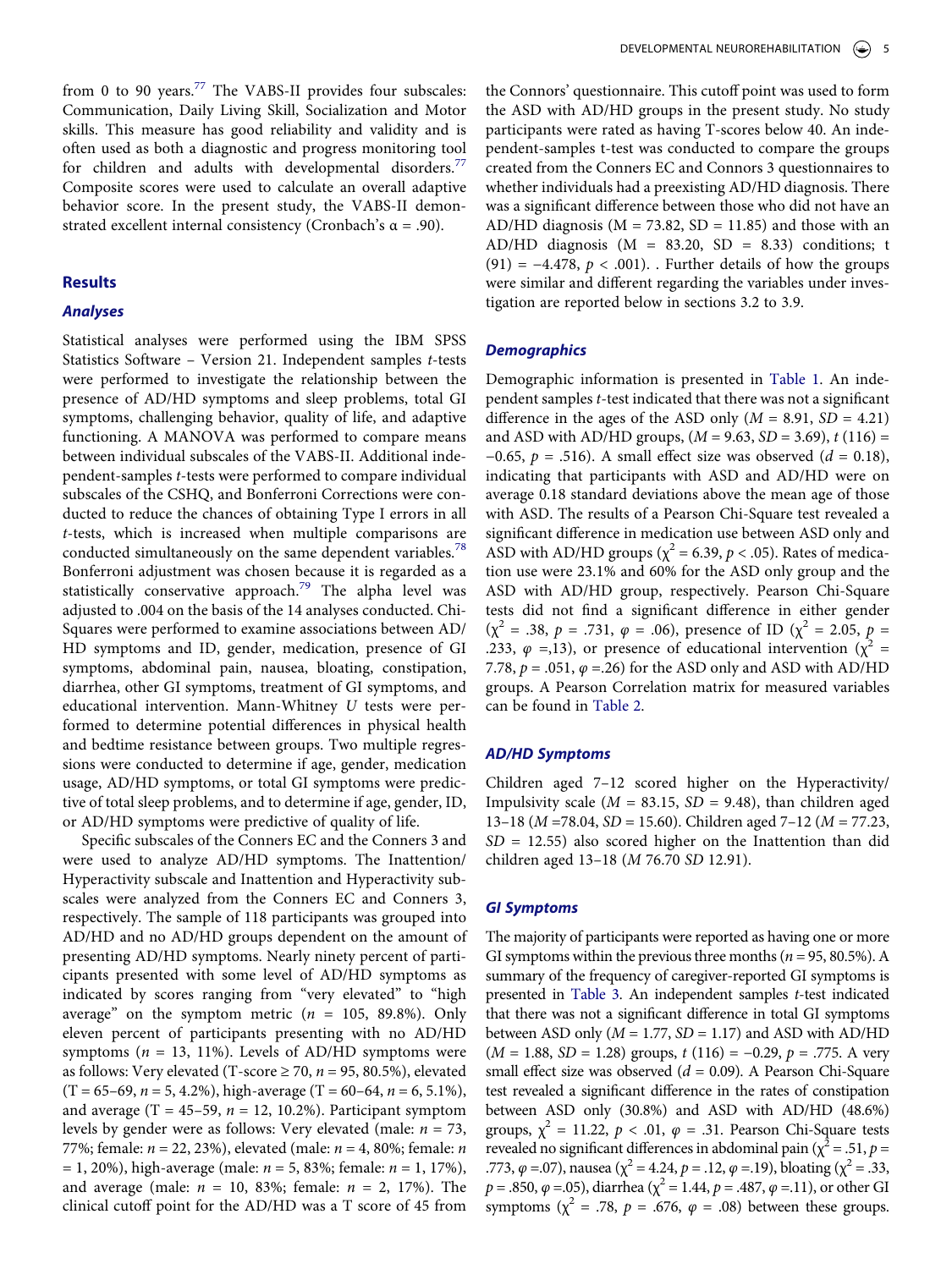from 0 to 90 years.[77] The VABS-II provides four subscales: Communication, Daily Living Skill, Socialization and Motor skills. This measure has good reliability and validity and is often used as both a diagnostic and progress monitoring tool for children and adults with developmental disorders.[77] Composite scores were used to calculate an overall adaptive behavior score. In the present study, the VABS-II demonstrated excellent internal consistency (Cronbach's α = .90).

## Results

### Analyses

Statistical analyses were performed using the IBM SPSS Statistics Software – Version 21. Independent samples *t*-tests were performed to investigate the relationship between the presence of AD/HD symptoms and sleep problems, total GI symptoms, challenging behavior, quality of life, and adaptive functioning. A MANOVA was performed to compare means between individual subscales of the VABS-II. Additional independent-samples *t*-tests were performed to compare individual subscales of the CSHQ, and Bonferroni Corrections were conducted to reduce the chances of obtaining Type I errors in all *t*-tests, which is increased when multiple comparisons are conducted simultaneously on the same dependent variables.[78] Bonferroni adjustment was chosen because it is regarded as a statistically conservative approach.[79] The alpha level was adjusted to .004 on the basis of the 14 analyses conducted. Chi-Squares were performed to examine associations between AD/HD symptoms and ID, gender, medication, presence of GI symptoms, abdominal pain, nausea, bloating, constipation, diarrhea, other GI symptoms, treatment of GI symptoms, and educational intervention. Mann-Whitney *U* tests were performed to determine potential differences in physical health and bedtime resistance between groups. Two multiple regressions were conducted to determine if age, gender, medication usage, AD/HD symptoms, or total GI symptoms were predictive of total sleep problems, and to determine if age, gender, ID, or AD/HD symptoms were predictive of quality of life.

Specific subscales of the Conners EC and the Conners 3 and were used to analyze AD/HD symptoms. The Inattention/Hyperactivity subscale and Inattention and Hyperactivity subscales were analyzed from the Conners EC and Conners 3, respectively. The sample of 118 participants was grouped into AD/HD and no AD/HD groups dependent on the amount of presenting AD/HD symptoms. Nearly ninety percent of participants presented with some level of AD/HD symptoms as indicated by scores ranging from "very elevated" to "high average" on the symptom metric ($n$ = 105, 89.8%). Only eleven percent of participants presenting with no AD/HD symptoms ($n$ = 13, 11%). Levels of AD/HD symptoms were as follows: Very elevated (T-score ≥ 70, $n$ = 95, 80.5%), elevated (T = 65–69, $n$ = 5, 4.2%), high-average (T = 60–64, $n$ = 6, 5.1%), and average (T = 45–59, $n$ = 12, 10.2%). Participant symptom levels by gender were as follows: Very elevated (male: $n$ = 73, 77%; female: $n$ = 22, 23%), elevated (male: $n$ = 4, 80%; female: $n$ = 1, 20%), high-average (male: $n$ = 5, 83%; female: $n$ = 1, 17%), and average (male: $n$ = 10, 83%; female: $n$ = 2, 17%). The clinical cutoff point for the AD/HD was a T score of 45 from the Connors' questionnaire. This cutoff point was used to form the ASD with AD/HD groups in the present study. No study participants were rated as having T-scores below 40. An independent-samples t-test was conducted to compare the groups created from the Conners EC and Connors 3 questionnaires to whether individuals had a preexisting AD/HD diagnosis. There was a significant difference between those who did not have an AD/HD diagnosis (M = 73.82, SD = 11.85) and those with an AD/HD diagnosis (M = 83.20, SD = 8.33) conditions; t (91) = −4.478, $p$ < .001). . Further details of how the groups were similar and different regarding the variables under investigation are reported below in sections 3.2 to 3.9.

### Demographics

Demographic information is presented in Table 1. An independent samples *t*-test indicated that there was not a significant difference in the ages of the ASD only ($M$ = 8.91, $SD$ = 4.21) and ASD with AD/HD groups, ($M$ = 9.63, $SD$ = 3.69), $t$ (116) = −0.65, $p$ = .516). A small effect size was observed ($d$ = 0.18), indicating that participants with ASD and AD/HD were on average 0.18 standard deviations above the mean age of those with ASD. The results of a Pearson Chi-Square test revealed a significant difference in medication use between ASD only and ASD with AD/HD groups ($\chi^2$ = 6.39, $p$ < .05). Rates of medication use were 23.1% and 60% for the ASD only group and the ASD with AD/HD group, respectively. Pearson Chi-Square tests did not find a significant difference in either gender ($\chi^2$ = .38, $p$ = .731, $\varphi$ = .06), presence of ID ($\chi^2$ = 2.05, $p$ = .233, $\varphi$ =,13), or presence of educational intervention ($\chi^2$ = 7.78, $p$ = .051, $\varphi$ =.26) for the ASD only and ASD with AD/HD groups. A Pearson Correlation matrix for measured variables can be found in Table 2.

### AD/HD Symptoms

Children aged 7–12 scored higher on the Hyperactivity/Impulsivity scale ($M$ = 83.15, $SD$ = 9.48), than children aged 13–18 ($M$ =78.04, $SD$ = 15.60). Children aged 7–12 ($M$ = 77.23, $SD$ = 12.55) also scored higher on the Inattention than did children aged 13–18 ($M$ 76.70 $SD$ 12.91).

### GI Symptoms

The majority of participants were reported as having one or more GI symptoms within the previous three months ($n$ = 95, 80.5%). A summary of the frequency of caregiver-reported GI symptoms is presented in Table 3. An independent samples *t*-test indicated that there was not a significant difference in total GI symptoms between ASD only ($M$ = 1.77, $SD$ = 1.17) and ASD with AD/HD ($M$ = 1.88, $SD$ = 1.28) groups, $t$ (116) = −0.29, $p$ = .775. A very small effect size was observed ($d$ = 0.09). A Pearson Chi-Square test revealed a significant difference in the rates of constipation between ASD only (30.8%) and ASD with AD/HD (48.6%) groups, $\chi^2$ = 11.22, $p$ < .01, $\varphi$ = .31. Pearson Chi-Square tests revealed no significant differences in abdominal pain ($\chi^2$ = .51, $p$ = .773, $\varphi$ =.07), nausea ($\chi^2$ = 4.24, $p$ = .12, $\varphi$ =.19), bloating ($\chi^2$ = .33, $p$ = .850, $\varphi$ =.05), diarrhea ($\chi^2$ = 1.44, $p$ = .487, $\varphi$ =.11), or other GI symptoms ($\chi^2$ = .78, $p$ = .676, $\varphi$ = .08) between these groups.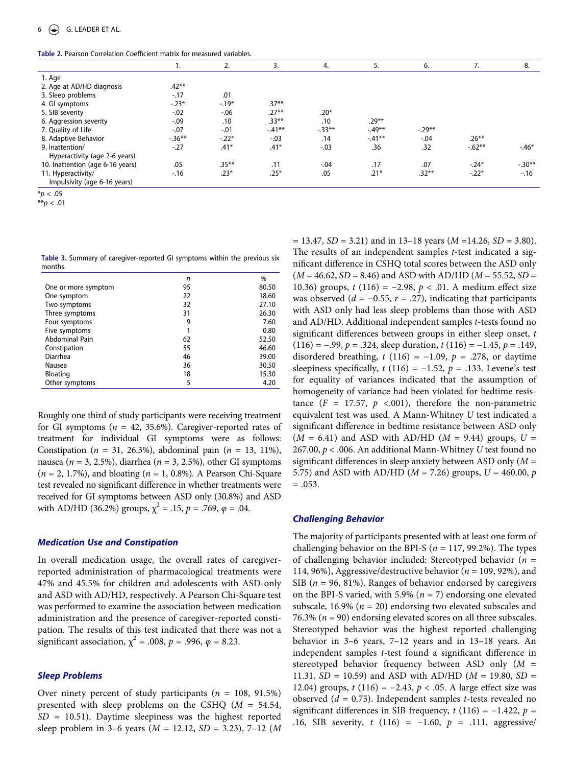**Table 2.** Pearson Correlation Coefficient matrix for measured variables.

| | 1. | 2. | 3. | 4. | 5. | 6. | 7. | 8. |
|---|---|---|---|---|---|---|---|---|
| 1. Age | | | | | | | | |
| 2. Age at AD/HD diagnosis | .42** | | | | | | | |
| 3. Sleep problems | -.17 | .01 | | | | | | |
| 4. GI symptoms | -.23* | -.19* | .37** | | | | | |
| 5. SIB severity | -.02 | -.06 | .27** | .20* | | | | |
| 6. Aggression severity | -.09 | .10 | .33** | .10 | .29** | | | |
| 7. Quality of Life | -.07 | -.01 | -.41** | -.33** | -.49** | -.29** | | |
| 8. Adaptive Behavior | -.36** | -.22* | -.03 | .14 | -.41** | -.04 | .26** | |
| 9. Inattention/ Hyperactivity (age 2-6 years) | -.27 | .41* | .41* | -.03 | .36 | .32 | -.62** | -.46* |
| 10. Inattention (age 6-16 years) | .05 | .35** | .11 | -.04 | .17 | .07 | -.24* | -.30** |
| 11. Hyperactivity/ Impulsivity (age 6-16 years) | -.16 | .23* | .25* | .05 | .21* | .32** | -.22* | -.16 |

*$p < .05$
**$p < .01$

**Table 3.** Summary of caregiver-reported GI symptoms within the previous six months.

| | n | % |
|---|---|---|
| One or more symptom | 95 | 80.50 |
| One symptom | 22 | 18.60 |
| Two symptoms | 32 | 27.10 |
| Three symptoms | 31 | 26.30 |
| Four symptoms | 9 | 7.60 |
| Five symptoms | 1 | 0.80 |
| Abdominal Pain | 62 | 52.50 |
| Constipation | 55 | 46.60 |
| Diarrhea | 46 | 39.00 |
| Nausea | 36 | 30.50 |
| Bloating | 18 | 15.30 |
| Other symptoms | 5 | 4.20 |

Roughly one third of study participants were receiving treatment for GI symptoms ($n$ = 42, 35.6%). Caregiver-reported rates of treatment for individual GI symptoms were as follows: Constipation ($n$ = 31, 26.3%), abdominal pain ($n$ = 13, 11%), nausea ($n$ = 3, 2.5%), diarrhea ($n$ = 3, 2.5%), other GI symptoms ($n$ = 2, 1.7%), and bloating ($n$ = 1, 0.8%). A Pearson Chi-Square test revealed no significant difference in whether treatments were received for GI symptoms between ASD only (30.8%) and ASD with AD/HD (36.2%) groups, $\chi^2 = .15$, $p = .769$, $\varphi = .04$.

### *Medication Use and Constipation*

In overall medication usage, the overall rates of caregiver-reported administration of pharmacological treatments were 47% and 45.5% for children and adolescents with ASD-only and ASD with AD/HD, respectively. A Pearson Chi-Square test was performed to examine the association between medication administration and the presence of caregiver-reported constipation. The results of this test indicated that there was not a significant association, $\chi^2 = .008$, $p = .996$, $\varphi = 8.23$.

### *Sleep Problems*

Over ninety percent of study participants ($n$ = 108, 91.5%) presented with sleep problems on the CSHQ ($M$ = 54.54, $SD$ = 10.51). Daytime sleepiness was the highest reported sleep problem in 3–6 years ($M$ = 12.12, $SD$ = 3.23), 7–12 ($M$ = 13.47, $SD$ = 3.21) and in 13–18 years ($M$ =14.26, $SD$ = 3.80). The results of an independent samples $t$-test indicated a significant difference in CSHQ total scores between the ASD only ($M$ = 46.62, $SD$ = 8.46) and ASD with AD/HD ($M$ = 55.52, $SD$ = 10.36) groups, $t$ (116) = −2.98, $p < .01$. A medium effect size was observed ($d$ = −0.55, $r$ = .27), indicating that participants with ASD only had less sleep problems than those with ASD and AD/HD. Additional independent samples $t$-tests found no significant differences between groups in either sleep onset, $t$ (116) = −.99, $p$ = .324, sleep duration, $t$ (116) = −1.45, $p$ = .149, disordered breathing, $t$ (116) = −1.09, $p$ = .278, or daytime sleepiness specifically, $t$ (116) = −1.52, $p$ = .133. Levene's test for equality of variances indicated that the assumption of homogeneity of variance had been violated for bedtime resistance ($F$ = 17.57, $p$ <.001), therefore the non-parametric equivalent test was used. A Mann-Whitney $U$ test indicated a significant difference in bedtime resistance between ASD only ($M$ = 6.41) and ASD with AD/HD ($M$ = 9.44) groups, $U$ = 267.00, $p < .006$. An additional Mann-Whitney $U$ test found no significant differences in sleep anxiety between ASD only ($M$ = 5.75) and ASD with AD/HD ($M$ = 7.26) groups, $U$ = 460.00, $p$ = .053.

### *Challenging Behavior*

The majority of participants presented with at least one form of challenging behavior on the BPI-S ($n$ = 117, 99.2%). The types of challenging behavior included: Stereotyped behavior ($n$ = 114, 96%), Aggressive/destructive behavior ($n$ = 109, 92%), and SIB ($n$ = 96, 81%). Ranges of behavior endorsed by caregivers on the BPI-S varied, with 5.9% ($n$ = 7) endorsing one elevated subscale, 16.9% ($n$ = 20) endorsing two elevated subscales and 76.3% ($n$ = 90) endorsing elevated scores on all three subscales. Stereotyped behavior was the highest reported challenging behavior in 3–6 years, 7–12 years and in 13–18 years. An independent samples $t$-test found a significant difference in stereotyped behavior frequency between ASD only ($M$ = 11.31, $SD$ = 10.59) and ASD with AD/HD ($M$ = 19.80, $SD$ = 12.04) groups, $t$ (116) = −2.43, $p < .05$. A large effect size was observed ($d$ = 0.75). Independent samples $t$-tests revealed no significant differences in SIB frequency, $t$ (116) = −1.422, $p$ = .16, SIB severity, $t$ (116) = −1.60, $p$ = .111, aggressive/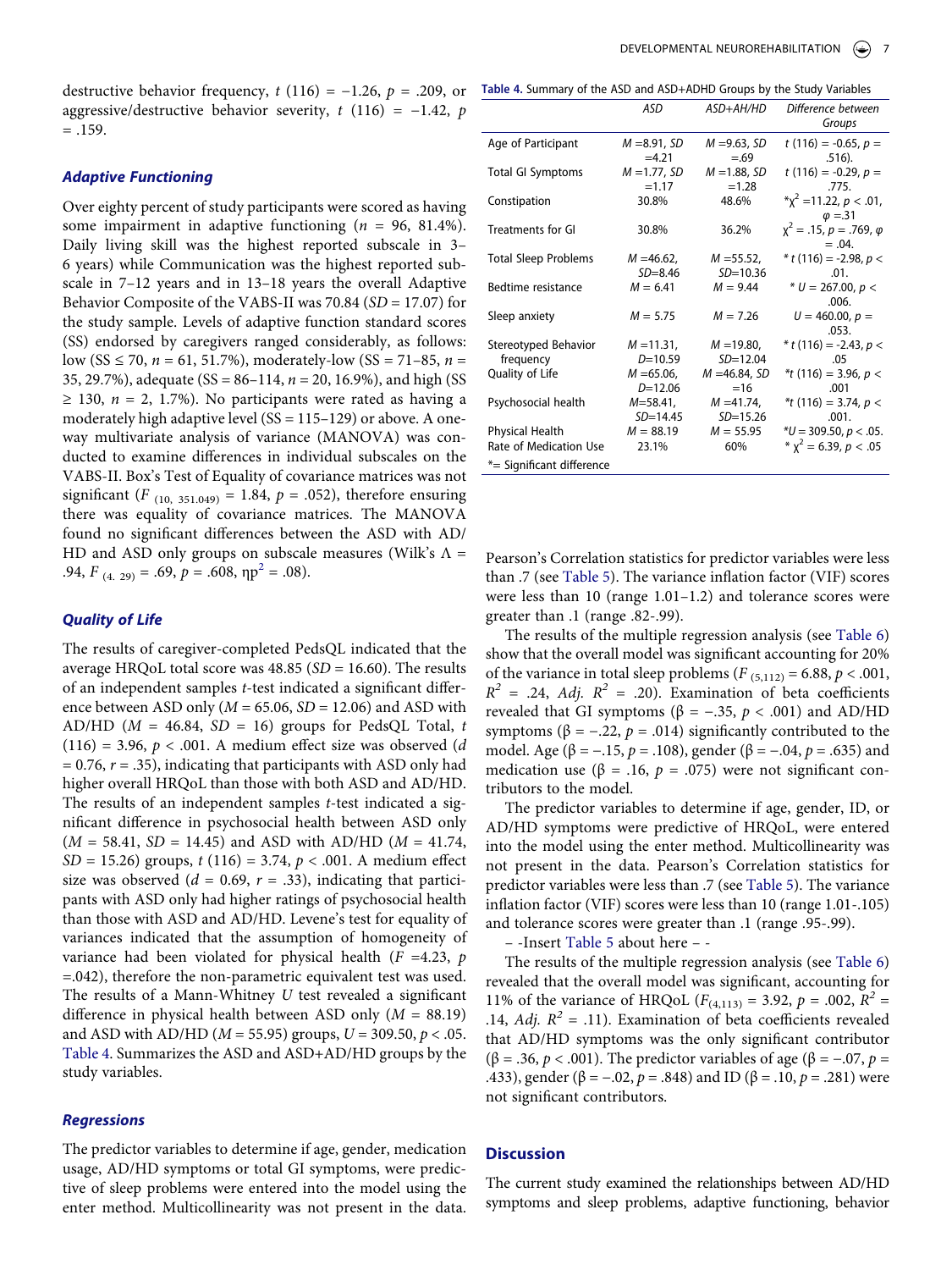destructive behavior frequency, $t$ (116) = −1.26, $p$ = .209, or aggressive/destructive behavior severity, $t$ (116) = −1.42, $p$ = .159.

### Adaptive Functioning

Over eighty percent of study participants were scored as having some impairment in adaptive functioning ($n$ = 96, 81.4%). Daily living skill was the highest reported subscale in 3–6 years) while Communication was the highest reported subscale in 7–12 years and in 13–18 years the overall Adaptive Behavior Composite of the VABS-II was 70.84 ($SD$ = 17.07) for the study sample. Levels of adaptive function standard scores (SS) endorsed by caregivers ranged considerably, as follows: low (SS ≤ 70, $n$ = 61, 51.7%), moderately-low (SS = 71–85, $n$ = 35, 29.7%), adequate (SS = 86–114, $n$ = 20, 16.9%), and high (SS ≥ 130, $n$ = 2, 1.7%). No participants were rated as having a moderately high adaptive level (SS = 115–129) or above. A one-way multivariate analysis of variance (MANOVA) was conducted to examine differences in individual subscales on the VABS-II. Box's Test of Equality of covariance matrices was not significant ($F_{(10,\ 351.049)}$ = 1.84, $p$ = .052), therefore ensuring there was equality of covariance matrices. The MANOVA found no significant differences between the ASD with AD/HD and ASD only groups on subscale measures (Wilk's Λ = .94, $F_{(4,\ 29)}$ = .69, $p$ = .608, $\eta p^2$ = .08).

### Quality of Life

The results of caregiver-completed PedsQL indicated that the average HRQoL total score was 48.85 ($SD$ = 16.60). The results of an independent samples $t$-test indicated a significant difference between ASD only ($M$ = 65.06, $SD$ = 12.06) and ASD with AD/HD ($M$ = 46.84, $SD$ = 16) groups for PedsQL Total, $t$ (116) = 3.96, $p$ < .001. A medium effect size was observed ($d$ = 0.76, $r$ = .35), indicating that participants with ASD only had higher overall HRQoL than those with both ASD and AD/HD. The results of an independent samples $t$-test indicated a significant difference in psychosocial health between ASD only ($M$ = 58.41, $SD$ = 14.45) and ASD with AD/HD ($M$ = 41.74, $SD$ = 15.26) groups, $t$ (116) = 3.74, $p$ < .001. A medium effect size was observed ($d$ = 0.69, $r$ = .33), indicating that participants with ASD only had higher ratings of psychosocial health than those with ASD and AD/HD. Levene's test for equality of variances indicated that the assumption of homogeneity of variance had been violated for physical health ($F$ =4.23, $p$ =.042), therefore the non-parametric equivalent test was used. The results of a Mann-Whitney $U$ test revealed a significant difference in physical health between ASD only ($M$ = 88.19) and ASD with AD/HD ($M$ = 55.95) groups, $U$ = 309.50, $p$ < .05. Table 4. Summarizes the ASD and ASD+AD/HD groups by the study variables.

**Table 4.** Summary of the ASD and ASD+ADHD Groups by the Study Variables

| | ASD | ASD+AH/HD | Difference between Groups |
|---|---|---|---|
| Age of Participant | $M$ =8.91, $SD$ =4.21 | $M$ =9.63, $SD$ =.69 | $t$ (116) = -0.65, $p$ = .516). |
| Total GI Symptoms | $M$ =1.77, $SD$ =1.17 | $M$ =1.88, $SD$ =1.28 | $t$ (116) = -0.29, $p$ = .775. |
| Constipation | 30.8% | 48.6% | *$\chi^2$ =11.22, $p$ < .01, $\varphi$ =.31 |
| Treatments for GI | 30.8% | 36.2% | $\chi^2$ = .15, $p$ = .769, $\varphi$ = .04. |
| Total Sleep Problems | $M$ =46.62, $SD$=8.46 | $M$ =55.52, $SD$=10.36 | * $t$ (116) = -2.98, $p$ < .01. |
| Bedtime resistance | $M$ = 6.41 | $M$ = 9.44 | * $U$ = 267.00, $p$ < .006. |
| Sleep anxiety | $M$ = 5.75 | $M$ = 7.26 | $U$ = 460.00, $p$ = .053. |
| Stereotyped Behavior frequency | $M$ =11.31, $D$=10.59 | $M$ =19.80, $SD$=12.04 | * $t$ (116) = -2.43, $p$ < .05 |
| Quality of Life | $M$ =65.06, $D$=12.06 | $M$ =46.84, $SD$ =16 | *$t$ (116) = 3.96, $p$ < .001 |
| Psychosocial health | $M$=58.41, $SD$=14.45 | $M$ =41.74, $SD$=15.26 | *$t$ (116) = 3.74, $p$ < .001. |
| Physical Health | $M$ = 88.19 | $M$ = 55.95 | *$U$ = 309.50, $p$ < .05. |
| Rate of Medication Use | 23.1% | 60% | * $\chi^2$ = 6.39, $p$ < .05 |

*= Significant difference

### Regressions

The predictor variables to determine if age, gender, medication usage, AD/HD symptoms or total GI symptoms, were predictive of sleep problems were entered into the model using the enter method. Multicollinearity was not present in the data. Pearson's Correlation statistics for predictor variables were less than .7 (see Table 5). The variance inflation factor (VIF) scores were less than 10 (range 1.01–1.2) and tolerance scores were greater than .1 (range .82-.99).

The results of the multiple regression analysis (see Table 6) show that the overall model was significant accounting for 20% of the variance in total sleep problems ($F_{(5,112)}$ = 6.88, $p$ < .001, $R^2$ = .24, $Adj.\ R^2$ = .20). Examination of beta coefficients revealed that GI symptoms (β = −.35, $p$ < .001) and AD/HD symptoms (β = −.22, $p$ = .014) significantly contributed to the model. Age (β = −.15, $p$ = .108), gender (β = −.04, $p$ = .635) and medication use (β = .16, $p$ = .075) were not significant contributors to the model.

The predictor variables to determine if age, gender, ID, or AD/HD symptoms were predictive of HRQoL, were entered into the model using the enter method. Multicollinearity was not present in the data. Pearson's Correlation statistics for predictor variables were less than .7 (see Table 5). The variance inflation factor (VIF) scores were less than 10 (range 1.01-.105) and tolerance scores were greater than .1 (range .95-.99).

– -Insert Table 5 about here – -

The results of the multiple regression analysis (see Table 6) revealed that the overall model was significant, accounting for 11% of the variance of HRQoL ($F_{(4,113)}$ = 3.92, $p$ = .002, $R^2$ = .14, $Adj.\ R^2$ = .11). Examination of beta coefficients revealed that AD/HD symptoms was the only significant contributor (β = .36, $p$ < .001). The predictor variables of age (β = −.07, $p$ = .433), gender (β = −.02, $p$ = .848) and ID (β = .10, $p$ = .281) were not significant contributors.

## Discussion

The current study examined the relationships between AD/HD symptoms and sleep problems, adaptive functioning, behavior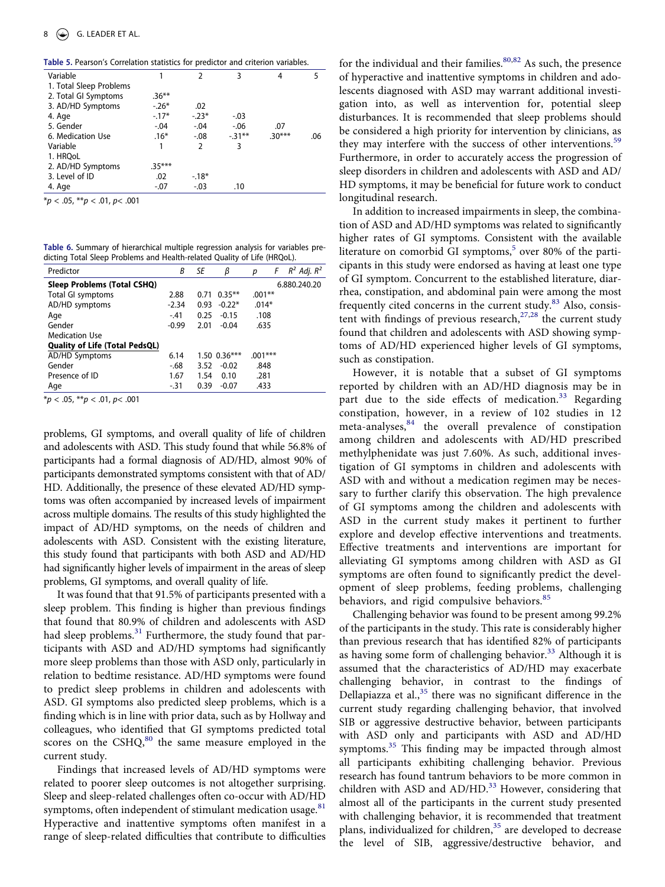**Table 5.** Pearson's Correlation statistics for predictor and criterion variables.

| Variable | 1 | 2 | 3 | 4 | 5 |
|---|---|---|---|---|---|
| 1. Total Sleep Problems | | | | | |
| 2. Total GI Symptoms | .36** | | | | |
| 3. AD/HD Symptoms | -.26* | .02 | | | |
| 4. Age | -.17* | -.23* | -.03 | | |
| 5. Gender | -.04 | -.04 | -.06 | .07 | |
| 6. Medication Use | .16* | -.08 | -.31** | .30*** | .06 |
| Variable | 1 | 2 | 3 | | |
| 1. HRQoL | | | | | |
| 2. AD/HD Symptoms | .35*** | | | | |
| 3. Level of ID | .02 | -.18* | | | |
| 4. Age | -.07 | -.03 | .10 | | |

*p < .05, **p < .01, p< .001

**Table 6.** Summary of hierarchical multiple regression analysis for variables predicting Total Sleep Problems and Health-related Quality of Life (HRQoL).

| Predictor | B | SE | β | p | F | $R^2$ | Adj. $R^2$ |
|---|---|---|---|---|---|---|---|
| **Sleep Problems (Total CSHQ)** | | | | | 6.88 | 0.24 | 0.20 |
| Total GI symptoms | 2.88 | 0.71 | 0.35** | .001** | | | |
| AD/HD symptoms | -2.34 | 0.93 | -0.22* | .014* | | | |
| Age | -.41 | 0.25 | -0.15 | .108 | | | |
| Gender | -0.99 | 2.01 | -0.04 | .635 | | | |
| Medication Use | | | | | | | |
| **Quality of Life (Total PedsQL)** | | | | | | | |
| AD/HD Symptoms | 6.14 | 1.50 | 0.36*** | .001*** | | | |
| Gender | -.68 | 3.52 | -0.02 | .848 | | | |
| Presence of ID | 1.67 | 1.54 | 0.10 | .281 | | | |
| Age | -.31 | 0.39 | -0.07 | .433 | | | |

*p < .05, **p < .01, p< .001

problems, GI symptoms, and overall quality of life of children and adolescents with ASD. This study found that while 56.8% of participants had a formal diagnosis of AD/HD, almost 90% of participants demonstrated symptoms consistent with that of AD/HD. Additionally, the presence of these elevated AD/HD symptoms was often accompanied by increased levels of impairment across multiple domains. The results of this study highlighted the impact of AD/HD symptoms, on the needs of children and adolescents with ASD. Consistent with the existing literature, this study found that participants with both ASD and AD/HD had significantly higher levels of impairment in the areas of sleep problems, GI symptoms, and overall quality of life.

It was found that that 91.5% of participants presented with a sleep problem. This finding is higher than previous findings that found that 80.9% of children and adolescents with ASD had sleep problems.[31] Furthermore, the study found that participants with ASD and AD/HD symptoms had significantly more sleep problems than those with ASD only, particularly in relation to bedtime resistance. AD/HD symptoms were found to predict sleep problems in children and adolescents with ASD. GI symptoms also predicted sleep problems, which is a finding which is in line with prior data, such as by Hollway and colleagues, who identified that GI symptoms predicted total scores on the CSHQ,[80] the same measure employed in the current study.

Findings that increased levels of AD/HD symptoms were related to poorer sleep outcomes is not altogether surprising. Sleep and sleep-related challenges often co-occur with AD/HD symptoms, often independent of stimulant medication usage.[81] Hyperactive and inattentive symptoms often manifest in a range of sleep-related difficulties that contribute to difficulties for the individual and their families.[80,82] As such, the presence of hyperactive and inattentive symptoms in children and adolescents diagnosed with ASD may warrant additional investigation into, as well as intervention for, potential sleep disturbances. It is recommended that sleep problems should be considered a high priority for intervention by clinicians, as they may interfere with the success of other interventions.[59] Furthermore, in order to accurately access the progression of sleep disorders in children and adolescents with ASD and AD/HD symptoms, it may be beneficial for future work to conduct longitudinal research.

In addition to increased impairments in sleep, the combination of ASD and AD/HD symptoms was related to significantly higher rates of GI symptoms. Consistent with the available literature on comorbid GI symptoms,[5] over 80% of the participants in this study were endorsed as having at least one type of GI symptom. Concurrent to the established literature, diarrhea, constipation, and abdominal pain were among the most frequently cited concerns in the current study.[83] Also, consistent with findings of previous research,[27,28] the current study found that children and adolescents with ASD showing symptoms of AD/HD experienced higher levels of GI symptoms, such as constipation.

However, it is notable that a subset of GI symptoms reported by children with an AD/HD diagnosis may be in part due to the side effects of medication.[33] Regarding constipation, however, in a review of 102 studies in 12 meta-analyses,[84] the overall prevalence of constipation among children and adolescents with AD/HD prescribed methylphenidate was just 7.60%. As such, additional investigation of GI symptoms in children and adolescents with ASD with and without a medication regimen may be necessary to further clarify this observation. The high prevalence of GI symptoms among the children and adolescents with ASD in the current study makes it pertinent to further explore and develop effective interventions and treatments. Effective treatments and interventions are important for alleviating GI symptoms among children with ASD as GI symptoms are often found to significantly predict the development of sleep problems, feeding problems, challenging behaviors, and rigid compulsive behaviors.[85]

Challenging behavior was found to be present among 99.2% of the participants in the study. This rate is considerably higher than previous research that has identified 82% of participants as having some form of challenging behavior.[33] Although it is assumed that the characteristics of AD/HD may exacerbate challenging behavior, in contrast to the findings of Dellapiazza et al.,[35] there was no significant difference in the current study regarding challenging behavior, that involved SIB or aggressive destructive behavior, between participants with ASD only and participants with ASD and AD/HD symptoms.[35] This finding may be impacted through almost all participants exhibiting challenging behavior. Previous research has found tantrum behaviors to be more common in children with ASD and AD/HD.[33] However, considering that almost all of the participants in the current study presented with challenging behavior, it is recommended that treatment plans, individualized for children,[35] are developed to decrease the level of SIB, aggressive/destructive behavior, and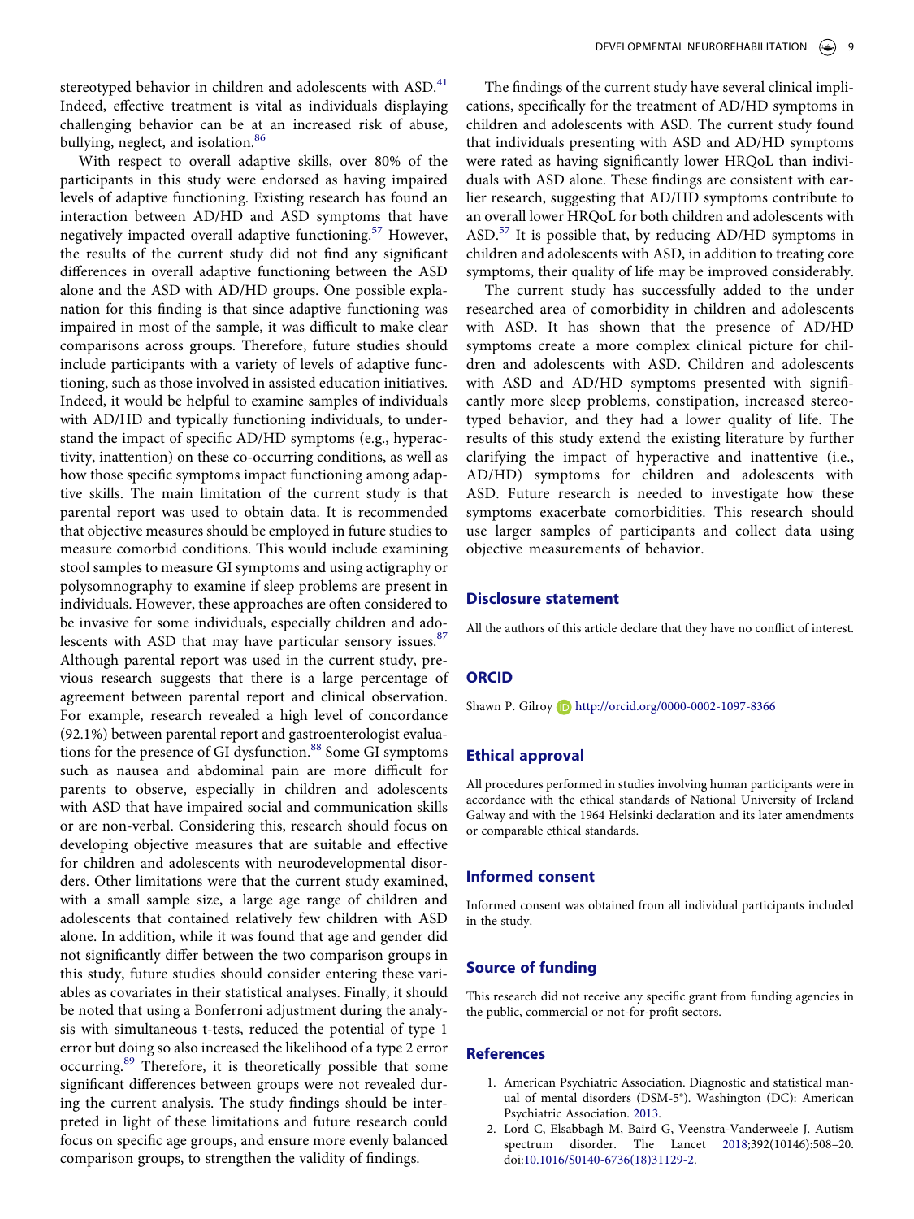stereotyped behavior in children and adolescents with ASD.[41] Indeed, effective treatment is vital as individuals displaying challenging behavior can be at an increased risk of abuse, bullying, neglect, and isolation.[86]

With respect to overall adaptive skills, over 80% of the participants in this study were endorsed as having impaired levels of adaptive functioning. Existing research has found an interaction between AD/HD and ASD symptoms that have negatively impacted overall adaptive functioning.[57] However, the results of the current study did not find any significant differences in overall adaptive functioning between the ASD alone and the ASD with AD/HD groups. One possible explanation for this finding is that since adaptive functioning was impaired in most of the sample, it was difficult to make clear comparisons across groups. Therefore, future studies should include participants with a variety of levels of adaptive functioning, such as those involved in assisted education initiatives. Indeed, it would be helpful to examine samples of individuals with AD/HD and typically functioning individuals, to understand the impact of specific AD/HD symptoms (e.g., hyperactivity, inattention) on these co-occurring conditions, as well as how those specific symptoms impact functioning among adaptive skills. The main limitation of the current study is that parental report was used to obtain data. It is recommended that objective measures should be employed in future studies to measure comorbid conditions. This would include examining stool samples to measure GI symptoms and using actigraphy or polysomnography to examine if sleep problems are present in individuals. However, these approaches are often considered to be invasive for some individuals, especially children and adolescents with ASD that may have particular sensory issues.[87] Although parental report was used in the current study, previous research suggests that there is a large percentage of agreement between parental report and clinical observation. For example, research revealed a high level of concordance (92.1%) between parental report and gastroenterologist evaluations for the presence of GI dysfunction.[88] Some GI symptoms such as nausea and abdominal pain are more difficult for parents to observe, especially in children and adolescents with ASD that have impaired social and communication skills or are non-verbal. Considering this, research should focus on developing objective measures that are suitable and effective for children and adolescents with neurodevelopmental disorders. Other limitations were that the current study examined, with a small sample size, a large age range of children and adolescents that contained relatively few children with ASD alone. In addition, while it was found that age and gender did not significantly differ between the two comparison groups in this study, future studies should consider entering these variables as covariates in their statistical analyses. Finally, it should be noted that using a Bonferroni adjustment during the analysis with simultaneous t-tests, reduced the potential of type 1 error but doing so also increased the likelihood of a type 2 error occurring.[89] Therefore, it is theoretically possible that some significant differences between groups were not revealed during the current analysis. The study findings should be interpreted in light of these limitations and future research could focus on specific age groups, and ensure more evenly balanced comparison groups, to strengthen the validity of findings.

The findings of the current study have several clinical implications, specifically for the treatment of AD/HD symptoms in children and adolescents with ASD. The current study found that individuals presenting with ASD and AD/HD symptoms were rated as having significantly lower HRQoL than individuals with ASD alone. These findings are consistent with earlier research, suggesting that AD/HD symptoms contribute to an overall lower HRQoL for both children and adolescents with ASD.[57] It is possible that, by reducing AD/HD symptoms in children and adolescents with ASD, in addition to treating core symptoms, their quality of life may be improved considerably.

The current study has successfully added to the under researched area of comorbidity in children and adolescents with ASD. It has shown that the presence of AD/HD symptoms create a more complex clinical picture for children and adolescents with ASD. Children and adolescents with ASD and AD/HD symptoms presented with significantly more sleep problems, constipation, increased stereotyped behavior, and they had a lower quality of life. The results of this study extend the existing literature by further clarifying the impact of hyperactive and inattentive (i.e., AD/HD) symptoms for children and adolescents with ASD. Future research is needed to investigate how these symptoms exacerbate comorbidities. This research should use larger samples of participants and collect data using objective measurements of behavior.

## Disclosure statement

All the authors of this article declare that they have no conflict of interest.

## ORCID

Shawn P. Gilroy http://orcid.org/0000-0002-1097-8366

## Ethical approval

All procedures performed in studies involving human participants were in accordance with the ethical standards of National University of Ireland Galway and with the 1964 Helsinki declaration and its later amendments or comparable ethical standards.

## Informed consent

Informed consent was obtained from all individual participants included in the study.

## Source of funding

This research did not receive any specific grant from funding agencies in the public, commercial or not-for-profit sectors.

## References

1. American Psychiatric Association. Diagnostic and statistical manual of mental disorders (DSM-5®). Washington (DC): American Psychiatric Association. 2013.
2. Lord C, Elsabbagh M, Baird G, Veenstra-Vanderweele J. Autism spectrum disorder. The Lancet 2018;392(10146):508–20. doi:10.1016/S0140-6736(18)31129-2.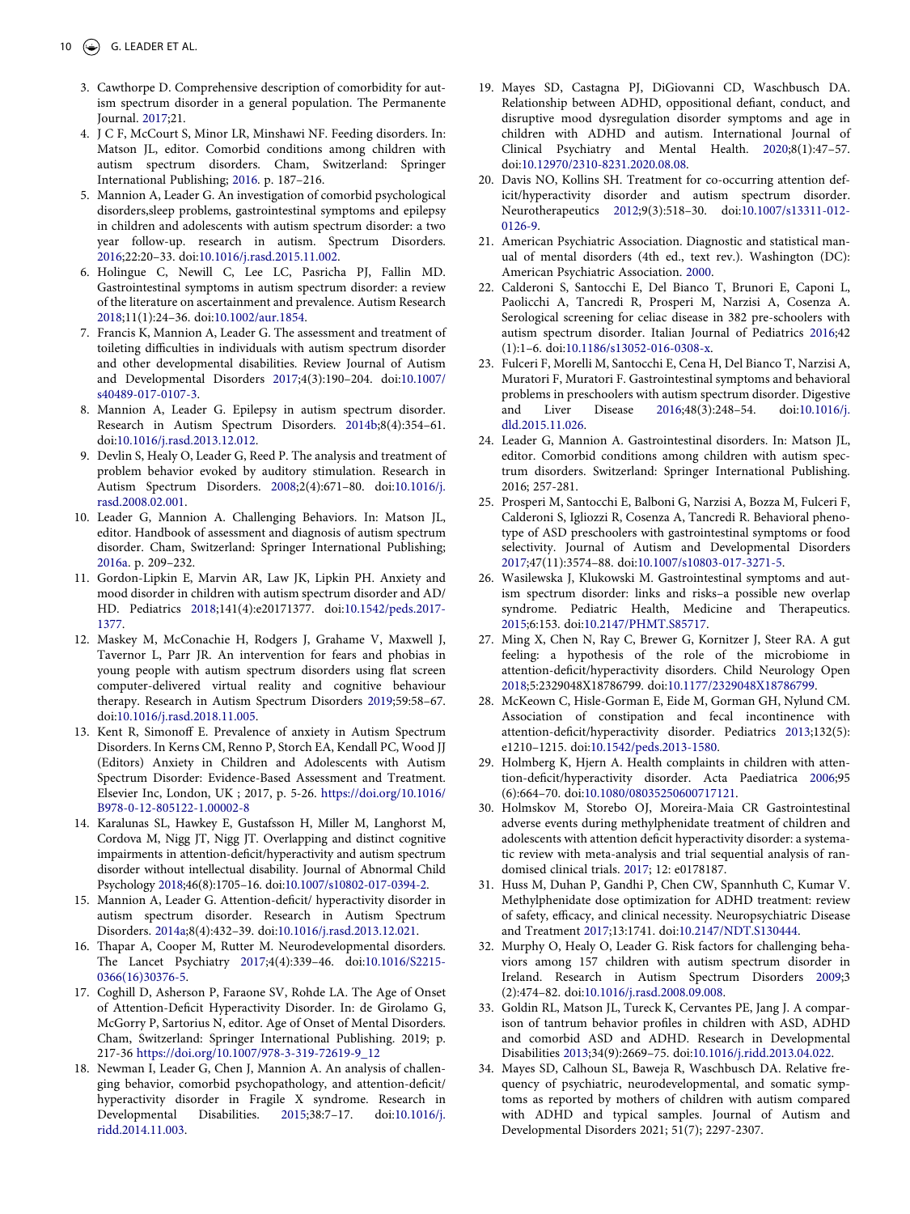3. Cawthorpe D. Comprehensive description of comorbidity for autism spectrum disorder in a general population. The Permanente Journal. 2017;21.
4. J C F, McCourt S, Minor LR, Minshawi NF. Feeding disorders. In: Matson JL, editor. Comorbid conditions among children with autism spectrum disorders. Cham, Switzerland: Springer International Publishing; 2016. p. 187–216.
5. Mannion A, Leader G. An investigation of comorbid psychological disorders,sleep problems, gastrointestinal symptoms and epilepsy in children and adolescents with autism spectrum disorder: a two year follow-up. research in autism. Spectrum Disorders. 2016;22:20–33. doi:10.1016/j.rasd.2015.11.002.
6. Holingue C, Newill C, Lee LC, Pasricha PJ, Fallin MD. Gastrointestinal symptoms in autism spectrum disorder: a review of the literature on ascertainment and prevalence. Autism Research 2018;11(1):24–36. doi:10.1002/aur.1854.
7. Francis K, Mannion A, Leader G. The assessment and treatment of toileting difficulties in individuals with autism spectrum disorder and other developmental disabilities. Review Journal of Autism and Developmental Disorders 2017;4(3):190–204. doi:10.1007/s40489-017-0107-3.
8. Mannion A, Leader G. Epilepsy in autism spectrum disorder. Research in Autism Spectrum Disorders. 2014b;8(4):354–61. doi:10.1016/j.rasd.2013.12.012.
9. Devlin S, Healy O, Leader G, Reed P. The analysis and treatment of problem behavior evoked by auditory stimulation. Research in Autism Spectrum Disorders. 2008;2(4):671–80. doi:10.1016/j.rasd.2008.02.001.
10. Leader G, Mannion A. Challenging Behaviors. In: Matson JL, editor. Handbook of assessment and diagnosis of autism spectrum disorder. Cham, Switzerland: Springer International Publishing; 2016a. p. 209–232.
11. Gordon-Lipkin E, Marvin AR, Law JK, Lipkin PH. Anxiety and mood disorder in children with autism spectrum disorder and AD/HD. Pediatrics 2018;141(4):e20171377. doi:10.1542/peds.2017-1377.
12. Maskey M, McConachie H, Rodgers J, Grahame V, Maxwell J, Tavernor L, Parr JR. An intervention for fears and phobias in young people with autism spectrum disorders using flat screen computer-delivered virtual reality and cognitive behaviour therapy. Research in Autism Spectrum Disorders 2019;59:58–67. doi:10.1016/j.rasd.2018.11.005.
13. Kent R, Simonoff E. Prevalence of anxiety in Autism Spectrum Disorders. In Kerns CM, Renno P, Storch EA, Kendall PC, Wood JJ (Editors) Anxiety in Children and Adolescents with Autism Spectrum Disorder: Evidence-Based Assessment and Treatment. Elsevier Inc, London, UK ; 2017, p. 5-26. https://doi.org/10.1016/B978-0-12-805122-1.00002-8
14. Karalunas SL, Hawkey E, Gustafsson H, Miller M, Langhorst M, Cordova M, Nigg JT, Nigg JT. Overlapping and distinct cognitive impairments in attention-deficit/hyperactivity and autism spectrum disorder without intellectual disability. Journal of Abnormal Child Psychology 2018;46(8):1705–16. doi:10.1007/s10802-017-0394-2.
15. Mannion A, Leader G. Attention-deficit/ hyperactivity disorder in autism spectrum disorder. Research in Autism Spectrum Disorders. 2014a;8(4):432–39. doi:10.1016/j.rasd.2013.12.021.
16. Thapar A, Cooper M, Rutter M. Neurodevelopmental disorders. The Lancet Psychiatry 2017;4(4):339–46. doi:10.1016/S2215-0366(16)30376-5.
17. Coghill D, Asherson P, Faraone SV, Rohde LA. The Age of Onset of Attention-Deficit Hyperactivity Disorder. In: de Girolamo G, McGorry P, Sartorius N, editor. Age of Onset of Mental Disorders. Cham, Switzerland: Springer International Publishing. 2019; p. 217-36 https://doi.org/10.1007/978-3-319-72619-9_12
18. Newman I, Leader G, Chen J, Mannion A. An analysis of challenging behavior, comorbid psychopathology, and attention-deficit/hyperactivity disorder in Fragile X syndrome. Research in Developmental Disabilities. 2015;38:7–17. doi:10.1016/j.ridd.2014.11.003.
19. Mayes SD, Castagna PJ, DiGiovanni CD, Waschbusch DA. Relationship between ADHD, oppositional defiant, conduct, and disruptive mood dysregulation disorder symptoms and age in children with ADHD and autism. International Journal of Clinical Psychiatry and Mental Health. 2020;8(1):47–57. doi:10.12970/2310-8231.2020.08.08.
20. Davis NO, Kollins SH. Treatment for co-occurring attention deficit/hyperactivity disorder and autism spectrum disorder. Neurotherapeutics 2012;9(3):518–30. doi:10.1007/s13311-012-0126-9.
21. American Psychiatric Association. Diagnostic and statistical manual of mental disorders (4th ed., text rev.). Washington (DC): American Psychiatric Association. 2000.
22. Calderoni S, Santocchi E, Del Bianco T, Brunori E, Caponi L, Paolicchi A, Tancredi R, Prosperi M, Narzisi A, Cosenza A. Serological screening for celiac disease in 382 pre-schoolers with autism spectrum disorder. Italian Journal of Pediatrics 2016;42 (1):1–6. doi:10.1186/s13052-016-0308-x.
23. Fulceri F, Morelli M, Santocchi E, Cena H, Del Bianco T, Narzisi A, Muratori F, Muratori F. Gastrointestinal symptoms and behavioral problems in preschoolers with autism spectrum disorder. Digestive and Liver Disease 2016;48(3):248–54. doi:10.1016/j.dld.2015.11.026.
24. Leader G, Mannion A. Gastrointestinal disorders. In: Matson JL, editor. Comorbid conditions among children with autism spectrum disorders. Switzerland: Springer International Publishing. 2016; 257-281.
25. Prosperi M, Santocchi E, Balboni G, Narzisi A, Bozza M, Fulceri F, Calderoni S, Igliozzi R, Cosenza A, Tancredi R. Behavioral phenotype of ASD preschoolers with gastrointestinal symptoms or food selectivity. Journal of Autism and Developmental Disorders 2017;47(11):3574–88. doi:10.1007/s10803-017-3271-5.
26. Wasilewska J, Klukowski M. Gastrointestinal symptoms and autism spectrum disorder: links and risks–a possible new overlap syndrome. Pediatric Health, Medicine and Therapeutics. 2015;6:153. doi:10.2147/PHMT.S85717.
27. Ming X, Chen N, Ray C, Brewer G, Kornitzer J, Steer RA. A gut feeling: a hypothesis of the role of the microbiome in attention-deficit/hyperactivity disorders. Child Neurology Open 2018;5:2329048X18786799. doi:10.1177/2329048X18786799.
28. McKeown C, Hisle-Gorman E, Eide M, Gorman GH, Nylund CM. Association of constipation and fecal incontinence with attention-deficit/hyperactivity disorder. Pediatrics 2013;132(5): e1210–1215. doi:10.1542/peds.2013-1580.
29. Holmberg K, Hjern A. Health complaints in children with attention-deficit/hyperactivity disorder. Acta Paediatrica 2006;95 (6):664–70. doi:10.1080/08035250600717121.
30. Holmskov M, Storebo OJ, Moreira-Maia CR Gastrointestinal adverse events during methylphenidate treatment of children and adolescents with attention deficit hyperactivity disorder: a systematic review with meta-analysis and trial sequential analysis of randomised clinical trials. 2017; 12: e0178187.
31. Huss M, Duhan P, Gandhi P, Chen CW, Spannhuth C, Kumar V. Methylphenidate dose optimization for ADHD treatment: review of safety, efficacy, and clinical necessity. Neuropsychiatric Disease and Treatment 2017;13:1741. doi:10.2147/NDT.S130444.
32. Murphy O, Healy O, Leader G. Risk factors for challenging behaviors among 157 children with autism spectrum disorder in Ireland. Research in Autism Spectrum Disorders 2009;3 (2):474–82. doi:10.1016/j.rasd.2008.09.008.
33. Goldin RL, Matson JL, Tureck K, Cervantes PE, Jang J. A comparison of tantrum behavior profiles in children with ASD, ADHD and comorbid ASD and ADHD. Research in Developmental Disabilities 2013;34(9):2669–75. doi:10.1016/j.ridd.2013.04.022.
34. Mayes SD, Calhoun SL, Baweja R, Waschbusch DA. Relative frequency of psychiatric, neurodevelopmental, and somatic symptoms as reported by mothers of children with autism compared with ADHD and typical samples. Journal of Autism and Developmental Disorders 2021; 51(7); 2297-2307.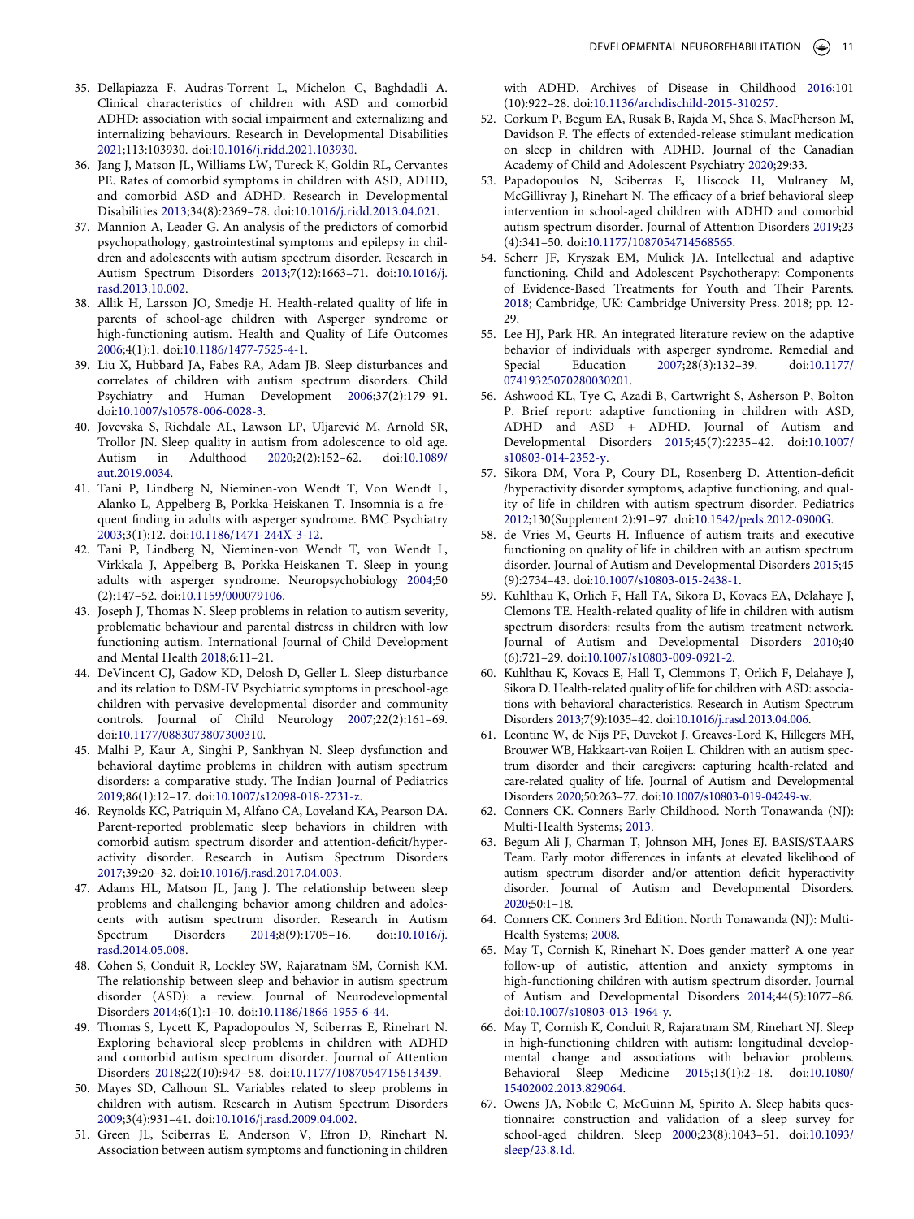35. Dellapiazza F, Audras-Torrent L, Michelon C, Baghdadli A. Clinical characteristics of children with ASD and comorbid ADHD: association with social impairment and externalizing and internalizing behaviours. Research in Developmental Disabilities 2021;113:103930. doi:10.1016/j.ridd.2021.103930.
36. Jang J, Matson JL, Williams LW, Tureck K, Goldin RL, Cervantes PE. Rates of comorbid symptoms in children with ASD, ADHD, and comorbid ASD and ADHD. Research in Developmental Disabilities 2013;34(8):2369–78. doi:10.1016/j.ridd.2013.04.021.
37. Mannion A, Leader G. An analysis of the predictors of comorbid psychopathology, gastrointestinal symptoms and epilepsy in children and adolescents with autism spectrum disorder. Research in Autism Spectrum Disorders 2013;7(12):1663–71. doi:10.1016/j.rasd.2013.10.002.
38. Allik H, Larsson JO, Smedje H. Health-related quality of life in parents of school-age children with Asperger syndrome or high-functioning autism. Health and Quality of Life Outcomes 2006;4(1):1. doi:10.1186/1477-7525-4-1.
39. Liu X, Hubbard JA, Fabes RA, Adam JB. Sleep disturbances and correlates of children with autism spectrum disorders. Child Psychiatry and Human Development 2006;37(2):179–91. doi:10.1007/s10578-006-0028-3.
40. Jovevska S, Richdale AL, Lawson LP, Uljarević M, Arnold SR, Trollor JN. Sleep quality in autism from adolescence to old age. Autism in Adulthood 2020;2(2):152–62. doi:10.1089/aut.2019.0034.
41. Tani P, Lindberg N, Nieminen-von Wendt T, Von Wendt L, Alanko L, Appelberg B, Porkka-Heiskanen T. Insomnia is a frequent finding in adults with asperger syndrome. BMC Psychiatry 2003;3(1):12. doi:10.1186/1471-244X-3-12.
42. Tani P, Lindberg N, Nieminen-von Wendt T, von Wendt L, Virkkala J, Appelberg B, Porkka-Heiskanen T. Sleep in young adults with asperger syndrome. Neuropsychobiology 2004;50(2):147–52. doi:10.1159/000079106.
43. Joseph J, Thomas N. Sleep problems in relation to autism severity, problematic behaviour and parental distress in children with low functioning autism. International Journal of Child Development and Mental Health 2018;6:11–21.
44. DeVincent CJ, Gadow KD, Delosh D, Geller L. Sleep disturbance and its relation to DSM-IV Psychiatric symptoms in preschool-age children with pervasive developmental disorder and community controls. Journal of Child Neurology 2007;22(2):161–69. doi:10.1177/0883073807300310.
45. Malhi P, Kaur A, Singhi P, Sankhyan N. Sleep dysfunction and behavioral daytime problems in children with autism spectrum disorders: a comparative study. The Indian Journal of Pediatrics 2019;86(1):12–17. doi:10.1007/s12098-018-2731-z.
46. Reynolds KC, Patriquin M, Alfano CA, Loveland KA, Pearson DA. Parent-reported problematic sleep behaviors in children with comorbid autism spectrum disorder and attention-deficit/hyperactivity disorder. Research in Autism Spectrum Disorders 2017;39:20–32. doi:10.1016/j.rasd.2017.04.003.
47. Adams HL, Matson JL, Jang J. The relationship between sleep problems and challenging behavior among children and adolescents with autism spectrum disorder. Research in Autism Spectrum Disorders 2014;8(9):1705–16. doi:10.1016/j.rasd.2014.05.008.
48. Cohen S, Conduit R, Lockley SW, Rajaratnam SM, Cornish KM. The relationship between sleep and behavior in autism spectrum disorder (ASD): a review. Journal of Neurodevelopmental Disorders 2014;6(1):1–10. doi:10.1186/1866-1955-6-44.
49. Thomas S, Lycett K, Papadopoulos N, Sciberras E, Rinehart N. Exploring behavioral sleep problems in children with ADHD and comorbid autism spectrum disorder. Journal of Attention Disorders 2018;22(10):947–58. doi:10.1177/1087054715613439.
50. Mayes SD, Calhoun SL. Variables related to sleep problems in children with autism. Research in Autism Spectrum Disorders 2009;3(4):931–41. doi:10.1016/j.rasd.2009.04.002.
51. Green JL, Sciberras E, Anderson V, Efron D, Rinehart N. Association between autism symptoms and functioning in children with ADHD. Archives of Disease in Childhood 2016;101(10):922–28. doi:10.1136/archdischild-2015-310257.
52. Corkum P, Begum EA, Rusak B, Rajda M, Shea S, MacPherson M, Davidson F. The effects of extended-release stimulant medication on sleep in children with ADHD. Journal of the Canadian Academy of Child and Adolescent Psychiatry 2020;29:33.
53. Papadopoulos N, Sciberras E, Hiscock H, Mulraney M, McGillivray J, Rinehart N. The efficacy of a brief behavioral sleep intervention in school-aged children with ADHD and comorbid autism spectrum disorder. Journal of Attention Disorders 2019;23(4):341–50. doi:10.1177/1087054714568565.
54. Scherr JF, Kryszak EM, Mulick JA. Intellectual and adaptive functioning. Child and Adolescent Psychotherapy: Components of Evidence-Based Treatments for Youth and Their Parents. 2018; Cambridge, UK: Cambridge University Press. 2018; pp. 12-29.
55. Lee HJ, Park HR. An integrated literature review on the adaptive behavior of individuals with asperger syndrome. Remedial and Special Education 2007;28(3):132–39. doi:10.1177/07419325070280030201.
56. Ashwood KL, Tye C, Azadi B, Cartwright S, Asherson P, Bolton P. Brief report: adaptive functioning in children with ASD, ADHD and ASD + ADHD. Journal of Autism and Developmental Disorders 2015;45(7):2235–42. doi:10.1007/s10803-014-2352-y.
57. Sikora DM, Vora P, Coury DL, Rosenberg D. Attention-deficit/hyperactivity disorder symptoms, adaptive functioning, and quality of life in children with autism spectrum disorder. Pediatrics 2012;130(Supplement 2):91–97. doi:10.1542/peds.2012-0900G.
58. de Vries M, Geurts H. Influence of autism traits and executive functioning on quality of life in children with an autism spectrum disorder. Journal of Autism and Developmental Disorders 2015;45(9):2734–43. doi:10.1007/s10803-015-2438-1.
59. Kuhlthau K, Orlich F, Hall TA, Sikora D, Kovacs EA, Delahaye J, Clemons TE. Health-related quality of life in children with autism spectrum disorders: results from the autism treatment network. Journal of Autism and Developmental Disorders 2010;40(6):721–29. doi:10.1007/s10803-009-0921-2.
60. Kuhlthau K, Kovacs E, Hall T, Clemmons T, Orlich F, Delahaye J, Sikora D. Health-related quality of life for children with ASD: associations with behavioral characteristics. Research in Autism Spectrum Disorders 2013;7(9):1035–42. doi:10.1016/j.rasd.2013.04.006.
61. Leontine W, de Nijs PF, Duvekot J, Greaves-Lord K, Hillegers MH, Brouwer WB, Hakkaart-van Roijen L. Children with an autism spectrum disorder and their caregivers: capturing health-related and care-related quality of life. Journal of Autism and Developmental Disorders 2020;50:263–77. doi:10.1007/s10803-019-04249-w.
62. Conners CK. Conners Early Childhood. North Tonawanda (NJ): Multi-Health Systems; 2013.
63. Begum Ali J, Charman T, Johnson MH, Jones EJ. BASIS/STAARS Team. Early motor differences in infants at elevated likelihood of autism spectrum disorder and/or attention deficit hyperactivity disorder. Journal of Autism and Developmental Disorders. 2020;50:1–18.
64. Conners CK. Conners 3rd Edition. North Tonawanda (NJ): Multi-Health Systems; 2008.
65. May T, Cornish K, Rinehart N. Does gender matter? A one year follow-up of autistic, attention and anxiety symptoms in high-functioning children with autism spectrum disorder. Journal of Autism and Developmental Disorders 2014;44(5):1077–86. doi:10.1007/s10803-013-1964-y.
66. May T, Cornish K, Conduit R, Rajaratnam SM, Rinehart NJ. Sleep in high-functioning children with autism: longitudinal developmental change and associations with behavior problems. Behavioral Sleep Medicine 2015;13(1):2–18. doi:10.1080/15402002.2013.829064.
67. Owens JA, Nobile C, McGuinn M, Spirito A. Sleep habits questionnaire: construction and validation of a sleep survey for school-aged children. Sleep 2000;23(8):1043–51. doi:10.1093/sleep/23.8.1d.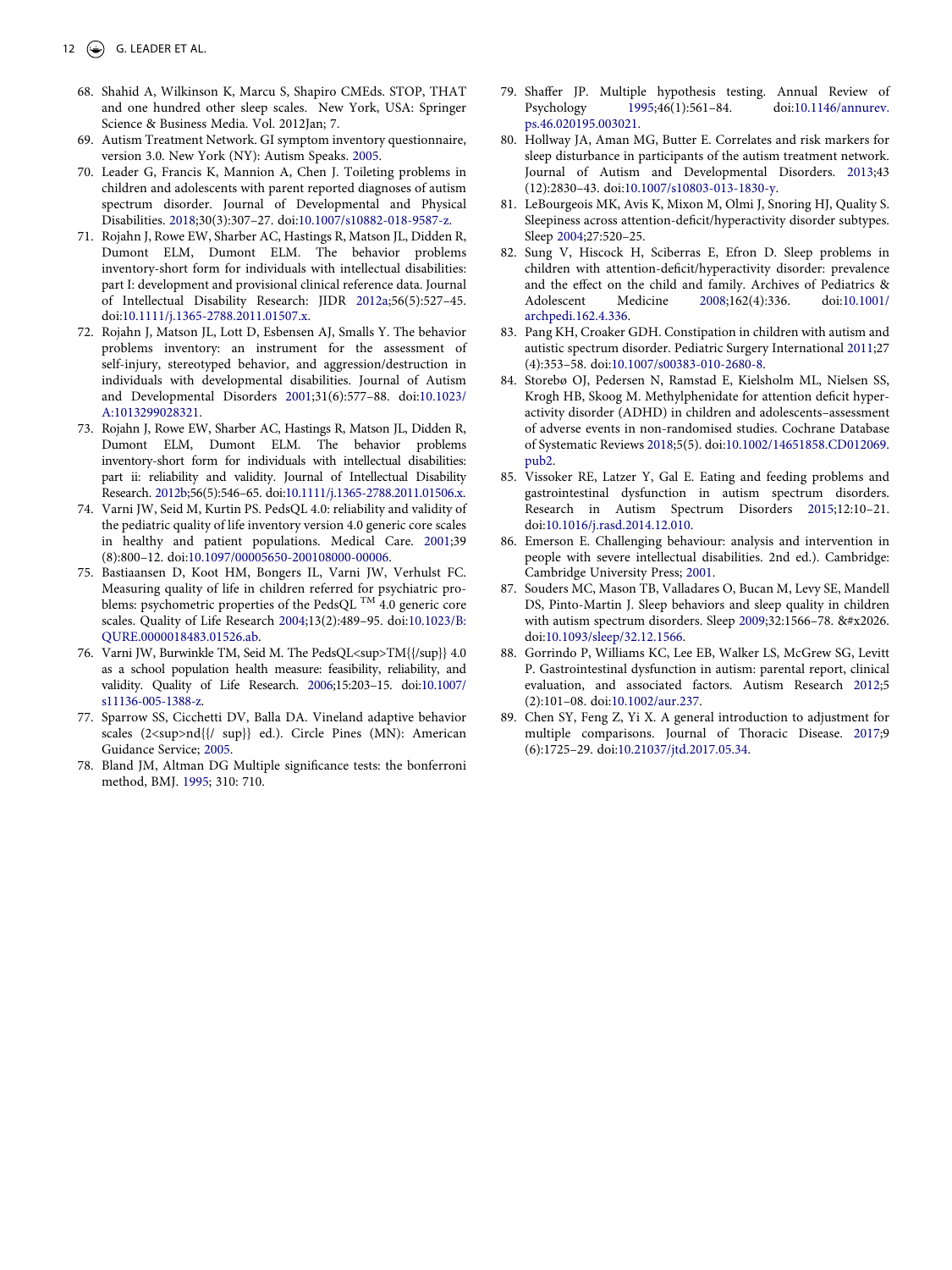68. Shahid A, Wilkinson K, Marcu S, Shapiro CMEds. STOP, THAT and one hundred other sleep scales. New York, USA: Springer Science & Business Media. Vol. 2012Jan; 7.
69. Autism Treatment Network. GI symptom inventory questionnaire, version 3.0. New York (NY): Autism Speaks. 2005.
70. Leader G, Francis K, Mannion A, Chen J. Toileting problems in children and adolescents with parent reported diagnoses of autism spectrum disorder. Journal of Developmental and Physical Disabilities. 2018;30(3):307–27. doi:10.1007/s10882-018-9587-z.
71. Rojahn J, Rowe EW, Sharber AC, Hastings R, Matson JL, Didden R, Dumont ELM, Dumont ELM. The behavior problems inventory-short form for individuals with intellectual disabilities: part I: development and provisional clinical reference data. Journal of Intellectual Disability Research: JIDR 2012a;56(5):527–45. doi:10.1111/j.1365-2788.2011.01507.x.
72. Rojahn J, Matson JL, Lott D, Esbensen AJ, Smalls Y. The behavior problems inventory: an instrument for the assessment of self-injury, stereotyped behavior, and aggression/destruction in individuals with developmental disabilities. Journal of Autism and Developmental Disorders 2001;31(6):577–88. doi:10.1023/A:1013299028321.
73. Rojahn J, Rowe EW, Sharber AC, Hastings R, Matson JL, Didden R, Dumont ELM, Dumont ELM. The behavior problems inventory-short form for individuals with intellectual disabilities: part ii: reliability and validity. Journal of Intellectual Disability Research. 2012b;56(5):546–65. doi:10.1111/j.1365-2788.2011.01506.x.
74. Varni JW, Seid M, Kurtin PS. PedsQL 4.0: reliability and validity of the pediatric quality of life inventory version 4.0 generic core scales in healthy and patient populations. Medical Care. 2001;39 (8):800–12. doi:10.1097/00005650-200108000-00006.
75. Bastiaansen D, Koot HM, Bongers IL, Varni JW, Verhulst FC. Measuring quality of life in children referred for psychiatric problems: psychometric properties of the PedsQL ™ 4.0 generic core scales. Quality of Life Research 2004;13(2):489–95. doi:10.1023/B:QURE.0000018483.01526.ab.
76. Varni JW, Burwinkle TM, Seid M. The PedsQL<sup>TM{{/sup}} 4.0 as a school population health measure: feasibility, reliability, and validity. Quality of Life Research. 2006;15:203–15. doi:10.1007/s11136-005-1388-z.
77. Sparrow SS, Cicchetti DV, Balla DA. Vineland adaptive behavior scales (2<sup>nd{{/ sup}} ed.). Circle Pines (MN): American Guidance Service; 2005.
78. Bland JM, Altman DG Multiple significance tests: the bonferroni method, BMJ. 1995; 310: 710.
79. Shaffer JP. Multiple hypothesis testing. Annual Review of Psychology 1995;46(1):561–84. doi:10.1146/annurev.ps.46.020195.003021.
80. Hollway JA, Aman MG, Butter E. Correlates and risk markers for sleep disturbance in participants of the autism treatment network. Journal of Autism and Developmental Disorders. 2013;43 (12):2830–43. doi:10.1007/s10803-013-1830-y.
81. LeBourgeois MK, Avis K, Mixon M, Olmi J, Snoring HJ, Quality S. Sleepiness across attention-deficit/hyperactivity disorder subtypes. Sleep 2004;27:520–25.
82. Sung V, Hiscock H, Sciberras E, Efron D. Sleep problems in children with attention-deficit/hyperactivity disorder: prevalence and the effect on the child and family. Archives of Pediatrics & Adolescent Medicine 2008;162(4):336. doi:10.1001/archpedi.162.4.336.
83. Pang KH, Croaker GDH. Constipation in children with autism and autistic spectrum disorder. Pediatric Surgery International 2011;27 (4):353–58. doi:10.1007/s00383-010-2680-8.
84. Storebø OJ, Pedersen N, Ramstad E, Kielsholm ML, Nielsen SS, Krogh HB, Skoog M. Methylphenidate for attention deficit hyperactivity disorder (ADHD) in children and adolescents–assessment of adverse events in non-randomised studies. Cochrane Database of Systematic Reviews 2018;5(5). doi:10.1002/14651858.CD012069.pub2.
85. Vissoker RE, Latzer Y, Gal E. Eating and feeding problems and gastrointestinal dysfunction in autism spectrum disorders. Research in Autism Spectrum Disorders 2015;12:10–21. doi:10.1016/j.rasd.2014.12.010.
86. Emerson E. Challenging behaviour: analysis and intervention in people with severe intellectual disabilities. 2nd ed.). Cambridge: Cambridge University Press; 2001.
87. Souders MC, Mason TB, Valladares O, Bucan M, Levy SE, Mandell DS, Pinto-Martin J. Sleep behaviors and sleep quality in children with autism spectrum disorders. Sleep 2009;32:1566–78. &#x2026. doi:10.1093/sleep/32.12.1566.
88. Gorrindo P, Williams KC, Lee EB, Walker LS, McGrew SG, Levitt P. Gastrointestinal dysfunction in autism: parental report, clinical evaluation, and associated factors. Autism Research 2012;5 (2):101–08. doi:10.1002/aur.237.
89. Chen SY, Feng Z, Yi X. A general introduction to adjustment for multiple comparisons. Journal of Thoracic Disease. 2017;9 (6):1725–29. doi:10.21037/jtd.2017.05.34.